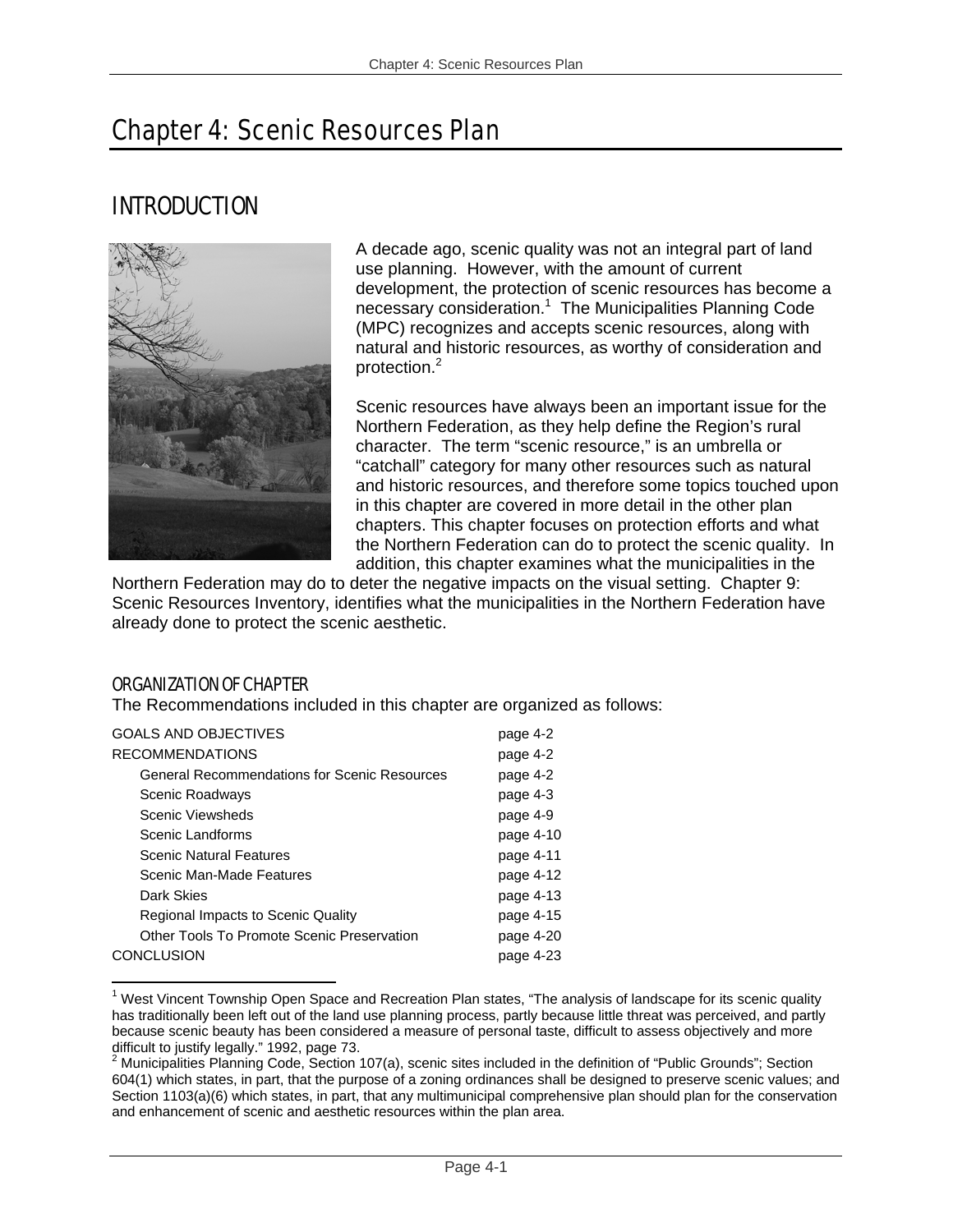# Chapter 4: Scenic Resources Plan

## INTRODUCTION

A decade ago, scenic quality was not an integral part of land use planning. However, with the amount of current development, the protection of scenic resources has become a necessary consideration.[1] The Municipalities Planning Code (MPC) recognizes and accepts scenic resources, along with natural and historic resources, as worthy of consideration and protection.[2]

Scenic resources have always been an important issue for the Northern Federation, as they help define the Region's rural character. The term "scenic resource," is an umbrella or "catchall" category for many other resources such as natural and historic resources, and therefore some topics touched upon in this chapter are covered in more detail in the other plan chapters. This chapter focuses on protection efforts and what the Northern Federation can do to protect the scenic quality. In addition, this chapter examines what the municipalities in the Northern Federation may do to deter the negative impacts on the visual setting. Chapter 9: Scenic Resources Inventory, identifies what the municipalities in the Northern Federation have already done to protect the scenic aesthetic.

### ORGANIZATION OF CHAPTER

The Recommendations included in this chapter are organized as follows:

| | |
|---|---|
| GOALS AND OBJECTIVES | page 4-2 |
| RECOMMENDATIONS | page 4-2 |
| General Recommendations for Scenic Resources | page 4-2 |
| Scenic Roadways | page 4-3 |
| Scenic Viewsheds | page 4-9 |
| Scenic Landforms | page 4-10 |
| Scenic Natural Features | page 4-11 |
| Scenic Man-Made Features | page 4-12 |
| Dark Skies | page 4-13 |
| Regional Impacts to Scenic Quality | page 4-15 |
| Other Tools To Promote Scenic Preservation | page 4-20 |
| CONCLUSION | page 4-23 |

[1] West Vincent Township Open Space and Recreation Plan states, "The analysis of landscape for its scenic quality has traditionally been left out of the land use planning process, partly because little threat was perceived, and partly because scenic beauty has been considered a measure of personal taste, difficult to assess objectively and more difficult to justify legally." 1992, page 73.

[2] Municipalities Planning Code, Section 107(a), scenic sites included in the definition of "Public Grounds"; Section 604(1) which states, in part, that the purpose of a zoning ordinances shall be designed to preserve scenic values; and Section 1103(a)(6) which states, in part, that any multimunicipal comprehensive plan should plan for the conservation and enhancement of scenic and aesthetic resources within the plan area.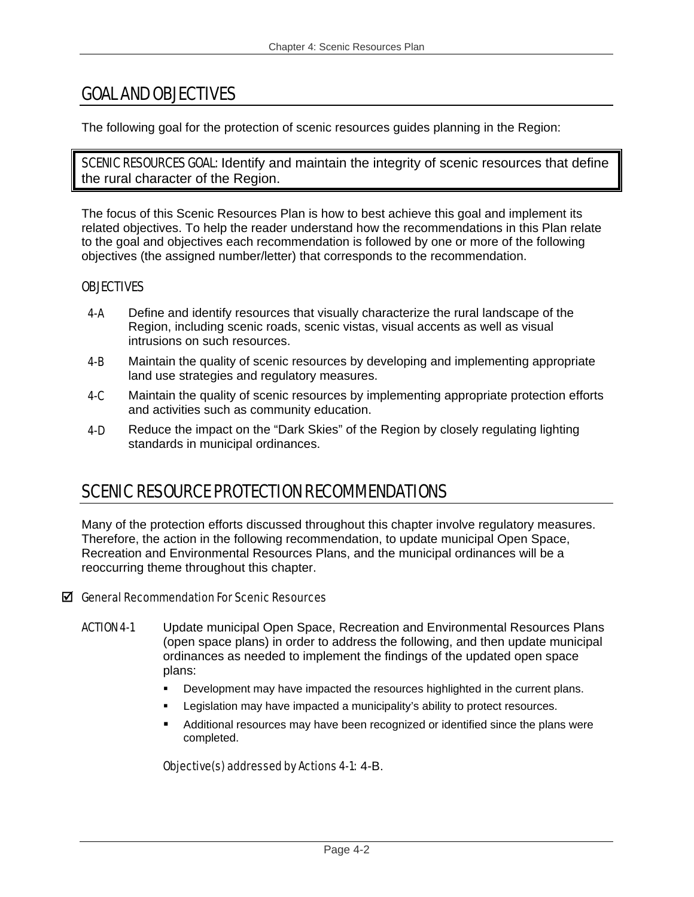## GOAL AND OBJECTIVES

The following goal for the protection of scenic resources guides planning in the Region:

> SCENIC RESOURCES GOAL: Identify and maintain the integrity of scenic resources that define the rural character of the Region.

The focus of this Scenic Resources Plan is how to best achieve this goal and implement its related objectives. To help the reader understand how the recommendations in this Plan relate to the goal and objectives each recommendation is followed by one or more of the following objectives (the assigned number/letter) that corresponds to the recommendation.

### OBJECTIVES

- 4-A Define and identify resources that visually characterize the rural landscape of the Region, including scenic roads, scenic vistas, visual accents as well as visual intrusions on such resources.
- 4-B Maintain the quality of scenic resources by developing and implementing appropriate land use strategies and regulatory measures.
- 4-C Maintain the quality of scenic resources by implementing appropriate protection efforts and activities such as community education.
- 4-D Reduce the impact on the "Dark Skies" of the Region by closely regulating lighting standards in municipal ordinances.

## SCENIC RESOURCE PROTECTION RECOMMENDATIONS

Many of the protection efforts discussed throughout this chapter involve regulatory measures. Therefore, the action in the following recommendation, to update municipal Open Space, Recreation and Environmental Resources Plans, and the municipal ordinances will be a reoccurring theme throughout this chapter.

### ☑ General Recommendation For Scenic Resources

ACTION 4-1 Update municipal Open Space, Recreation and Environmental Resources Plans (open space plans) in order to address the following, and then update municipal ordinances as needed to implement the findings of the updated open space plans:

- Development may have impacted the resources highlighted in the current plans.
- Legislation may have impacted a municipality's ability to protect resources.
- Additional resources may have been recognized or identified since the plans were completed.

*Objective(s) addressed by Actions 4-1:* 4-B.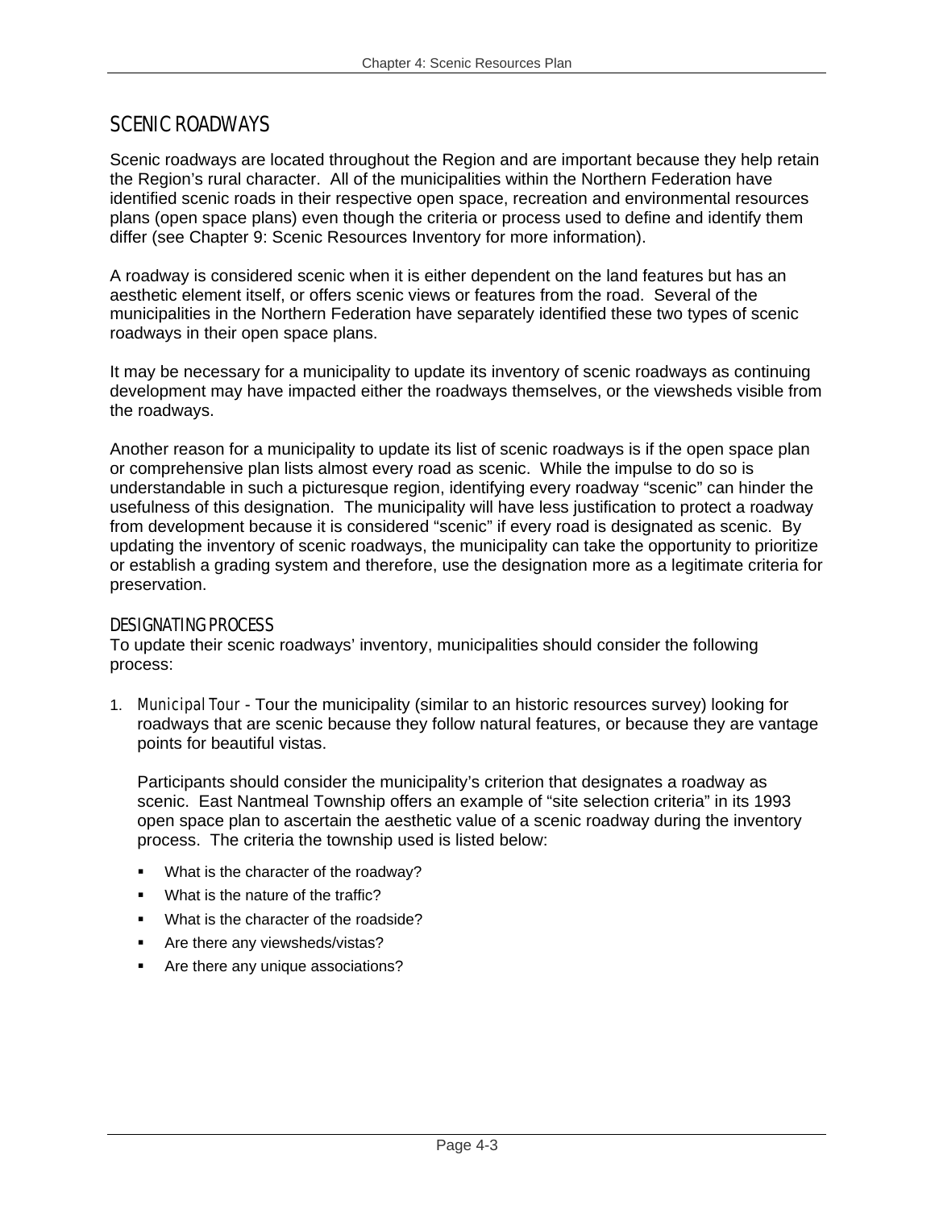## SCENIC ROADWAYS

Scenic roadways are located throughout the Region and are important because they help retain the Region's rural character. All of the municipalities within the Northern Federation have identified scenic roads in their respective open space, recreation and environmental resources plans (open space plans) even though the criteria or process used to define and identify them differ (see Chapter 9: Scenic Resources Inventory for more information).

A roadway is considered scenic when it is either dependent on the land features but has an aesthetic element itself, or offers scenic views or features from the road. Several of the municipalities in the Northern Federation have separately identified these two types of scenic roadways in their open space plans.

It may be necessary for a municipality to update its inventory of scenic roadways as continuing development may have impacted either the roadways themselves, or the viewsheds visible from the roadways.

Another reason for a municipality to update its list of scenic roadways is if the open space plan or comprehensive plan lists almost every road as scenic. While the impulse to do so is understandable in such a picturesque region, identifying every roadway "scenic" can hinder the usefulness of this designation. The municipality will have less justification to protect a roadway from development because it is considered "scenic" if every road is designated as scenic. By updating the inventory of scenic roadways, the municipality can take the opportunity to prioritize or establish a grading system and therefore, use the designation more as a legitimate criteria for preservation.

### DESIGNATING PROCESS

To update their scenic roadways' inventory, municipalities should consider the following process:

1. *Municipal Tour* - Tour the municipality (similar to an historic resources survey) looking for roadways that are scenic because they follow natural features, or because they are vantage points for beautiful vistas.

   Participants should consider the municipality's criterion that designates a roadway as scenic. East Nantmeal Township offers an example of "site selection criteria" in its 1993 open space plan to ascertain the aesthetic value of a scenic roadway during the inventory process. The criteria the township used is listed below:

   - What is the character of the roadway?
   - What is the nature of the traffic?
   - What is the character of the roadside?
   - Are there any viewsheds/vistas?
   - Are there any unique associations?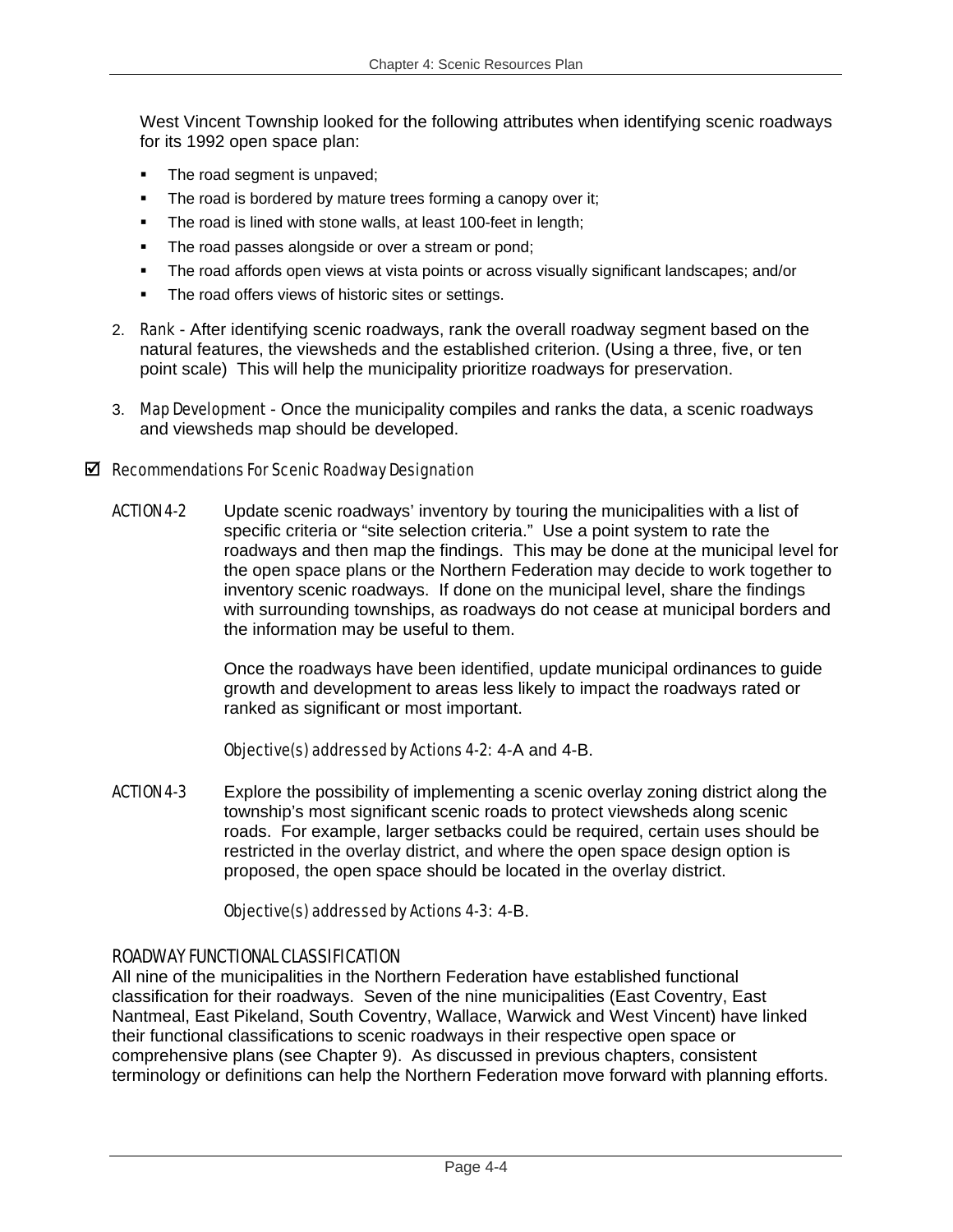West Vincent Township looked for the following attributes when identifying scenic roadways for its 1992 open space plan:

- The road segment is unpaved;
- The road is bordered by mature trees forming a canopy over it;
- The road is lined with stone walls, at least 100-feet in length;
- The road passes alongside or over a stream or pond;
- The road affords open views at vista points or across visually significant landscapes; and/or
- The road offers views of historic sites or settings.

2. *Rank* - After identifying scenic roadways, rank the overall roadway segment based on the natural features, the viewsheds and the established criterion. (Using a three, five, or ten point scale) This will help the municipality prioritize roadways for preservation.

3. *Map Development* - Once the municipality compiles and ranks the data, a scenic roadways and viewsheds map should be developed.

### ☑ Recommendations For Scenic Roadway Designation

**ACTION 4-2** Update scenic roadways' inventory by touring the municipalities with a list of specific criteria or "site selection criteria." Use a point system to rate the roadways and then map the findings. This may be done at the municipal level for the open space plans or the Northern Federation may decide to work together to inventory scenic roadways. If done on the municipal level, share the findings with surrounding townships, as roadways do not cease at municipal borders and the information may be useful to them.

Once the roadways have been identified, update municipal ordinances to guide growth and development to areas less likely to impact the roadways rated or ranked as significant or most important.

*Objective(s) addressed by Actions 4-2*: 4-A and 4-B.

**ACTION 4-3** Explore the possibility of implementing a scenic overlay zoning district along the township's most significant scenic roads to protect viewsheds along scenic roads. For example, larger setbacks could be required, certain uses should be restricted in the overlay district, and where the open space design option is proposed, the open space should be located in the overlay district.

*Objective(s) addressed by Actions 4-3*: 4-B.

## ROADWAY FUNCTIONAL CLASSIFICATION

All nine of the municipalities in the Northern Federation have established functional classification for their roadways. Seven of the nine municipalities (East Coventry, East Nantmeal, East Pikeland, South Coventry, Wallace, Warwick and West Vincent) have linked their functional classifications to scenic roadways in their respective open space or comprehensive plans (see Chapter 9). As discussed in previous chapters, consistent terminology or definitions can help the Northern Federation move forward with planning efforts.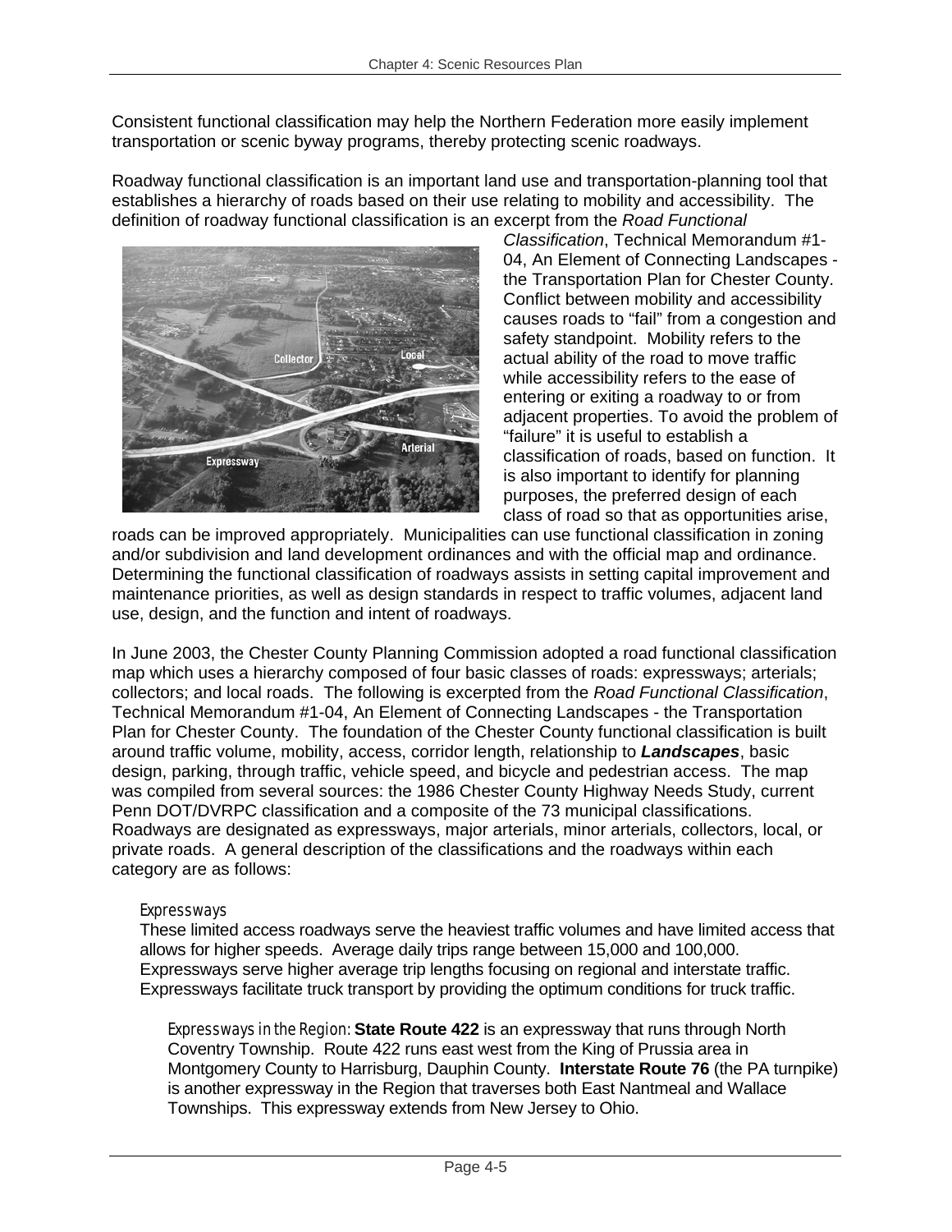Consistent functional classification may help the Northern Federation more easily implement transportation or scenic byway programs, thereby protecting scenic roadways.

Roadway functional classification is an important land use and transportation-planning tool that establishes a hierarchy of roads based on their use relating to mobility and accessibility. The definition of roadway functional classification is an excerpt from the *Road Functional Classification*, Technical Memorandum #1-04, An Element of Connecting Landscapes - the Transportation Plan for Chester County. Conflict between mobility and accessibility causes roads to "fail" from a congestion and safety standpoint. Mobility refers to the actual ability of the road to move traffic while accessibility refers to the ease of entering or exiting a roadway to or from adjacent properties. To avoid the problem of "failure" it is useful to establish a classification of roads, based on function. It is also important to identify for planning purposes, the preferred design of each class of road so that as opportunities arise, roads can be improved appropriately. Municipalities can use functional classification in zoning and/or subdivision and land development ordinances and with the official map and ordinance. Determining the functional classification of roadways assists in setting capital improvement and maintenance priorities, as well as design standards in respect to traffic volumes, adjacent land use, design, and the function and intent of roadways.

In June 2003, the Chester County Planning Commission adopted a road functional classification map which uses a hierarchy composed of four basic classes of roads: expressways; arterials; collectors; and local roads. The following is excerpted from the *Road Functional Classification*, Technical Memorandum #1-04, An Element of Connecting Landscapes - the Transportation Plan for Chester County. The foundation of the Chester County functional classification is built around traffic volume, mobility, access, corridor length, relationship to ***Landscapes***, basic design, parking, through traffic, vehicle speed, and bicycle and pedestrian access. The map was compiled from several sources: the 1986 Chester County Highway Needs Study, current Penn DOT/DVRPC classification and a composite of the 73 municipal classifications. Roadways are designated as expressways, major arterials, minor arterials, collectors, local, or private roads. A general description of the classifications and the roadways within each category are as follows:

### Expressways

These limited access roadways serve the heaviest traffic volumes and have limited access that allows for higher speeds. Average daily trips range between 15,000 and 100,000. Expressways serve higher average trip lengths focusing on regional and interstate traffic. Expressways facilitate truck transport by providing the optimum conditions for truck traffic.

*Expressways in the Region:* **State Route 422** is an expressway that runs through North Coventry Township. Route 422 runs east west from the King of Prussia area in Montgomery County to Harrisburg, Dauphin County. **Interstate Route 76** (the PA turnpike) is another expressway in the Region that traverses both East Nantmeal and Wallace Townships. This expressway extends from New Jersey to Ohio.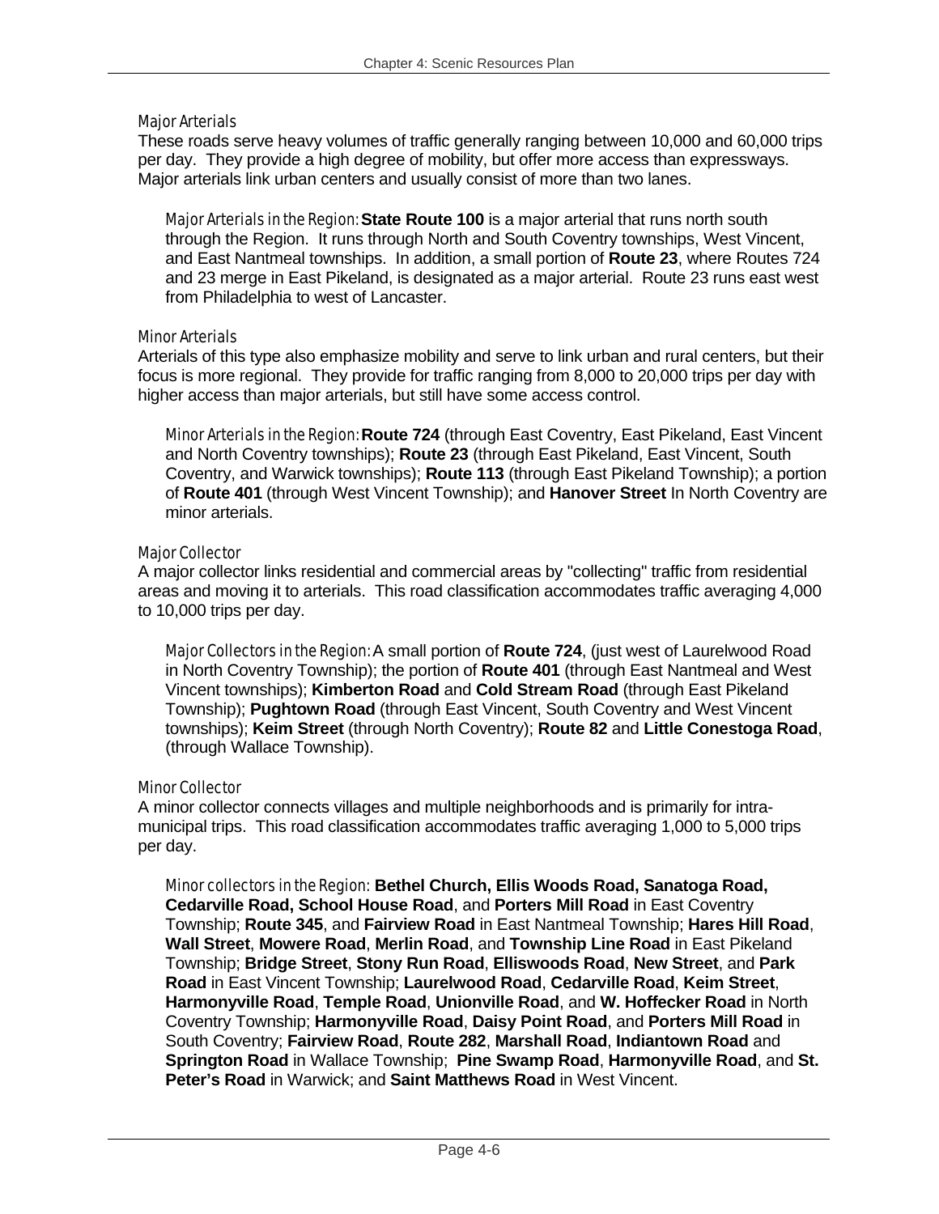### Major Arterials

These roads serve heavy volumes of traffic generally ranging between 10,000 and 60,000 trips per day. They provide a high degree of mobility, but offer more access than expressways. Major arterials link urban centers and usually consist of more than two lanes.

*Major Arterials in the Region:* **State Route 100** is a major arterial that runs north south through the Region. It runs through North and South Coventry townships, West Vincent, and East Nantmeal townships. In addition, a small portion of **Route 23**, where Routes 724 and 23 merge in East Pikeland, is designated as a major arterial. Route 23 runs east west from Philadelphia to west of Lancaster.

### Minor Arterials

Arterials of this type also emphasize mobility and serve to link urban and rural centers, but their focus is more regional. They provide for traffic ranging from 8,000 to 20,000 trips per day with higher access than major arterials, but still have some access control.

*Minor Arterials in the Region:* **Route 724** (through East Coventry, East Pikeland, East Vincent and North Coventry townships); **Route 23** (through East Pikeland, East Vincent, South Coventry, and Warwick townships); **Route 113** (through East Pikeland Township); a portion of **Route 401** (through West Vincent Township); and **Hanover Street** In North Coventry are minor arterials.

### Major Collector

A major collector links residential and commercial areas by "collecting" traffic from residential areas and moving it to arterials. This road classification accommodates traffic averaging 4,000 to 10,000 trips per day.

*Major Collectors in the Region:* A small portion of **Route 724**, (just west of Laurelwood Road in North Coventry Township); the portion of **Route 401** (through East Nantmeal and West Vincent townships); **Kimberton Road** and **Cold Stream Road** (through East Pikeland Township); **Pughtown Road** (through East Vincent, South Coventry and West Vincent townships); **Keim Street** (through North Coventry); **Route 82** and **Little Conestoga Road**, (through Wallace Township).

### Minor Collector

A minor collector connects villages and multiple neighborhoods and is primarily for intra-municipal trips. This road classification accommodates traffic averaging 1,000 to 5,000 trips per day.

*Minor collectors in the Region:* **Bethel Church, Ellis Woods Road, Sanatoga Road, Cedarville Road, School House Road**, and **Porters Mill Road** in East Coventry Township; **Route 345**, and **Fairview Road** in East Nantmeal Township; **Hares Hill Road**, **Wall Street**, **Mowere Road**, **Merlin Road**, and **Township Line Road** in East Pikeland Township; **Bridge Street**, **Stony Run Road**, **Elliswoods Road**, **New Street**, and **Park Road** in East Vincent Township; **Laurelwood Road**, **Cedarville Road**, **Keim Street**, **Harmonyville Road**, **Temple Road**, **Unionville Road**, and **W. Hoffecker Road** in North Coventry Township; **Harmonyville Road**, **Daisy Point Road**, and **Porters Mill Road** in South Coventry; **Fairview Road**, **Route 282**, **Marshall Road**, **Indiantown Road** and **Springton Road** in Wallace Township; **Pine Swamp Road**, **Harmonyville Road**, and **St. Peter's Road** in Warwick; and **Saint Matthews Road** in West Vincent.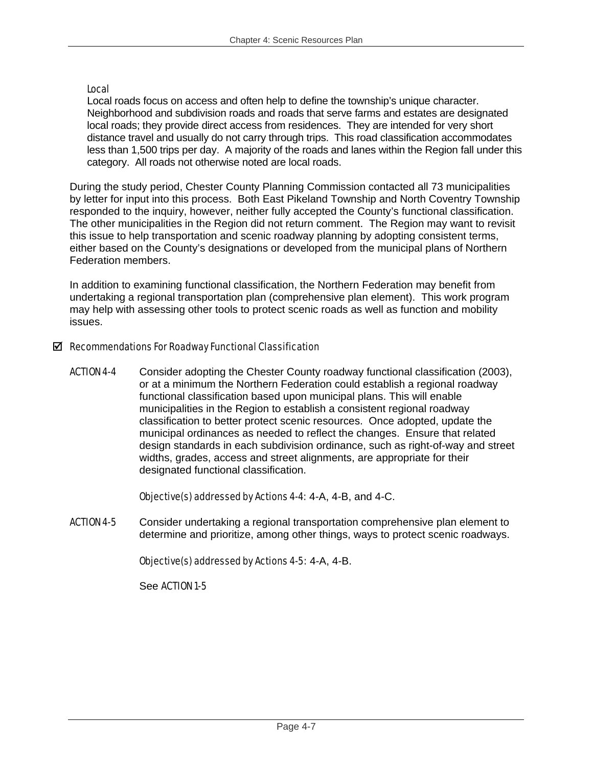#### Local

Local roads focus on access and often help to define the township's unique character. Neighborhood and subdivision roads and roads that serve farms and estates are designated local roads; they provide direct access from residences. They are intended for very short distance travel and usually do not carry through trips. This road classification accommodates less than 1,500 trips per day. A majority of the roads and lanes within the Region fall under this category. All roads not otherwise noted are local roads.

During the study period, Chester County Planning Commission contacted all 73 municipalities by letter for input into this process. Both East Pikeland Township and North Coventry Township responded to the inquiry, however, neither fully accepted the County's functional classification. The other municipalities in the Region did not return comment. The Region may want to revisit this issue to help transportation and scenic roadway planning by adopting consistent terms, either based on the County's designations or developed from the municipal plans of Northern Federation members.

In addition to examining functional classification, the Northern Federation may benefit from undertaking a regional transportation plan (comprehensive plan element). This work program may help with assessing other tools to protect scenic roads as well as function and mobility issues.

### ☑ Recommendations For Roadway Functional Classification

ACTION 4-4 Consider adopting the Chester County roadway functional classification (2003), or at a minimum the Northern Federation could establish a regional roadway functional classification based upon municipal plans. This will enable municipalities in the Region to establish a consistent regional roadway classification to better protect scenic resources. Once adopted, update the municipal ordinances as needed to reflect the changes. Ensure that related design standards in each subdivision ordinance, such as right-of-way and street widths, grades, access and street alignments, are appropriate for their designated functional classification.

*Objective(s) addressed by Actions 4-4*: 4-A, 4-B, and 4-C.

ACTION 4-5 Consider undertaking a regional transportation comprehensive plan element to determine and prioritize, among other things, ways to protect scenic roadways.

*Objective(s) addressed by Actions 4-5*: 4-A, 4-B.

See ACTION 1-5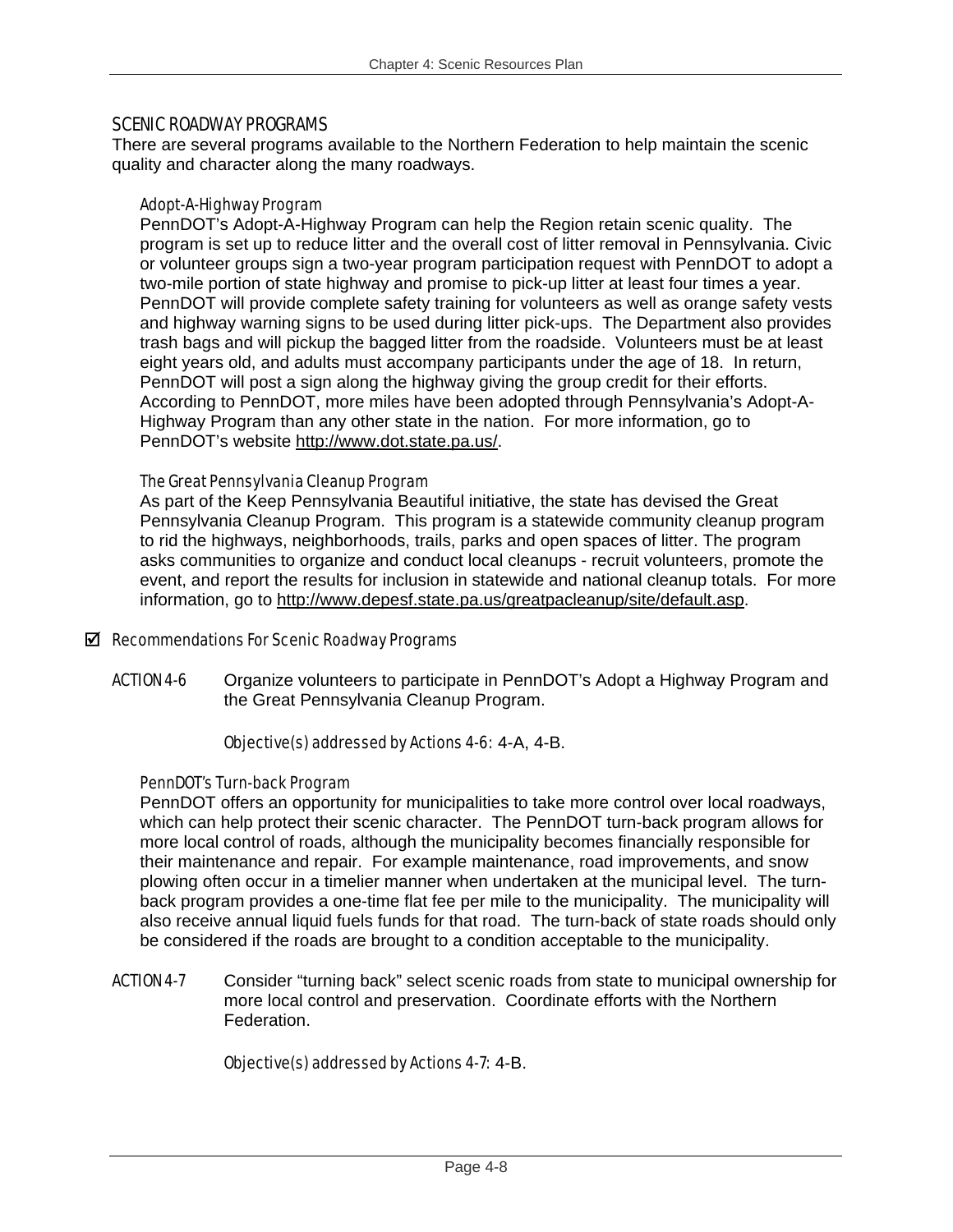## SCENIC ROADWAY PROGRAMS

There are several programs available to the Northern Federation to help maintain the scenic quality and character along the many roadways.

### Adopt-A-Highway Program

PennDOT's Adopt-A-Highway Program can help the Region retain scenic quality. The program is set up to reduce litter and the overall cost of litter removal in Pennsylvania. Civic or volunteer groups sign a two-year program participation request with PennDOT to adopt a two-mile portion of state highway and promise to pick-up litter at least four times a year. PennDOT will provide complete safety training for volunteers as well as orange safety vests and highway warning signs to be used during litter pick-ups. The Department also provides trash bags and will pickup the bagged litter from the roadside. Volunteers must be at least eight years old, and adults must accompany participants under the age of 18. In return, PennDOT will post a sign along the highway giving the group credit for their efforts. According to PennDOT, more miles have been adopted through Pennsylvania's Adopt-A-Highway Program than any other state in the nation. For more information, go to PennDOT's website http://www.dot.state.pa.us/.

### The Great Pennsylvania Cleanup Program

As part of the Keep Pennsylvania Beautiful initiative, the state has devised the Great Pennsylvania Cleanup Program. This program is a statewide community cleanup program to rid the highways, neighborhoods, trails, parks and open spaces of litter. The program asks communities to organize and conduct local cleanups - recruit volunteers, promote the event, and report the results for inclusion in statewide and national cleanup totals. For more information, go to http://www.depesf.state.pa.us/greatpacleanup/site/default.asp.

### ☑ Recommendations For Scenic Roadway Programs

ACTION 4-6 Organize volunteers to participate in PennDOT's Adopt a Highway Program and the Great Pennsylvania Cleanup Program.

*Objective(s) addressed by Actions 4-6:* 4-A, 4-B.

### PennDOT's Turn-back Program

PennDOT offers an opportunity for municipalities to take more control over local roadways, which can help protect their scenic character. The PennDOT turn-back program allows for more local control of roads, although the municipality becomes financially responsible for their maintenance and repair. For example maintenance, road improvements, and snow plowing often occur in a timelier manner when undertaken at the municipal level. The turn-back program provides a one-time flat fee per mile to the municipality. The municipality will also receive annual liquid fuels funds for that road. The turn-back of state roads should only be considered if the roads are brought to a condition acceptable to the municipality.

ACTION 4-7 Consider "turning back" select scenic roads from state to municipal ownership for more local control and preservation. Coordinate efforts with the Northern Federation.

*Objective(s) addressed by Actions 4-7:* 4-B.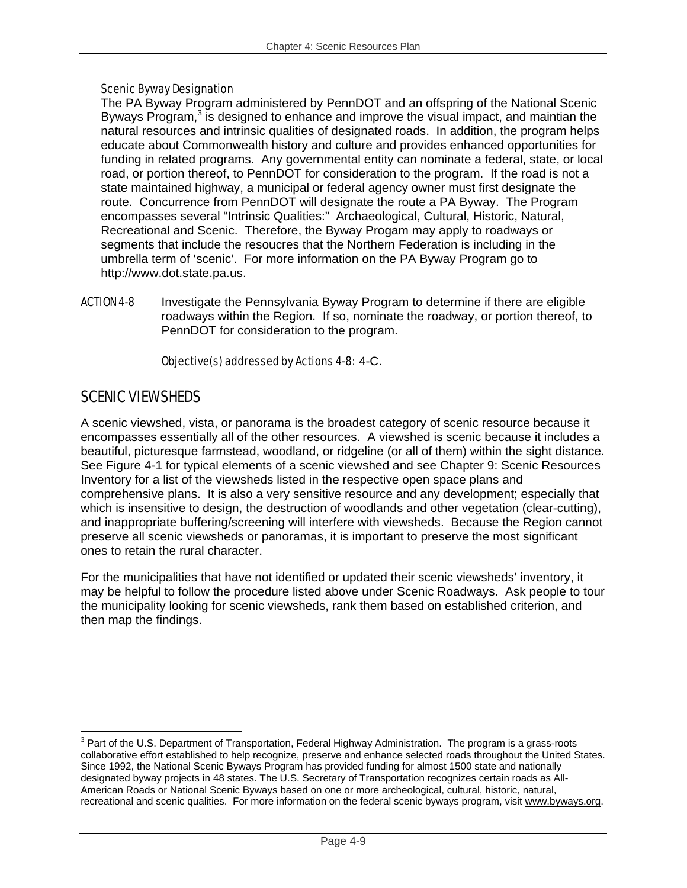### Scenic Byway Designation

The PA Byway Program administered by PennDOT and an offspring of the National Scenic Byways Program,[3] is designed to enhance and improve the visual impact, and maintian the natural resources and intrinsic qualities of designated roads. In addition, the program helps educate about Commonwealth history and culture and provides enhanced opportunities for funding in related programs. Any governmental entity can nominate a federal, state, or local road, or portion thereof, to PennDOT for consideration to the program. If the road is not a state maintained highway, a municipal or federal agency owner must first designate the route. Concurrence from PennDOT will designate the route a PA Byway. The Program encompasses several "Intrinsic Qualities:" Archaeological, Cultural, Historic, Natural, Recreational and Scenic. Therefore, the Byway Progam may apply to roadways or segments that include the resoucres that the Northern Federation is including in the umbrella term of 'scenic'. For more information on the PA Byway Program go to http://www.dot.state.pa.us.

ACTION 4-8 Investigate the Pennsylvania Byway Program to determine if there are eligible roadways within the Region. If so, nominate the roadway, or portion thereof, to PennDOT for consideration to the program.

*Objective(s) addressed by Actions 4-8:* 4-C.

## SCENIC VIEWSHEDS

A scenic viewshed, vista, or panorama is the broadest category of scenic resource because it encompasses essentially all of the other resources. A viewshed is scenic because it includes a beautiful, picturesque farmstead, woodland, or ridgeline (or all of them) within the sight distance. See Figure 4-1 for typical elements of a scenic viewshed and see Chapter 9: Scenic Resources Inventory for a list of the viewsheds listed in the respective open space plans and comprehensive plans. It is also a very sensitive resource and any development; especially that which is insensitive to design, the destruction of woodlands and other vegetation (clear-cutting), and inappropriate buffering/screening will interfere with viewsheds. Because the Region cannot preserve all scenic viewsheds or panoramas, it is important to preserve the most significant ones to retain the rural character.

For the municipalities that have not identified or updated their scenic viewsheds' inventory, it may be helpful to follow the procedure listed above under Scenic Roadways. Ask people to tour the municipality looking for scenic viewsheds, rank them based on established criterion, and then map the findings.

---

[3] Part of the U.S. Department of Transportation, Federal Highway Administration. The program is a grass-roots collaborative effort established to help recognize, preserve and enhance selected roads throughout the United States. Since 1992, the National Scenic Byways Program has provided funding for almost 1500 state and nationally designated byway projects in 48 states. The U.S. Secretary of Transportation recognizes certain roads as All-American Roads or National Scenic Byways based on one or more archeological, cultural, historic, natural, recreational and scenic qualities. For more information on the federal scenic byways program, visit www.byways.org.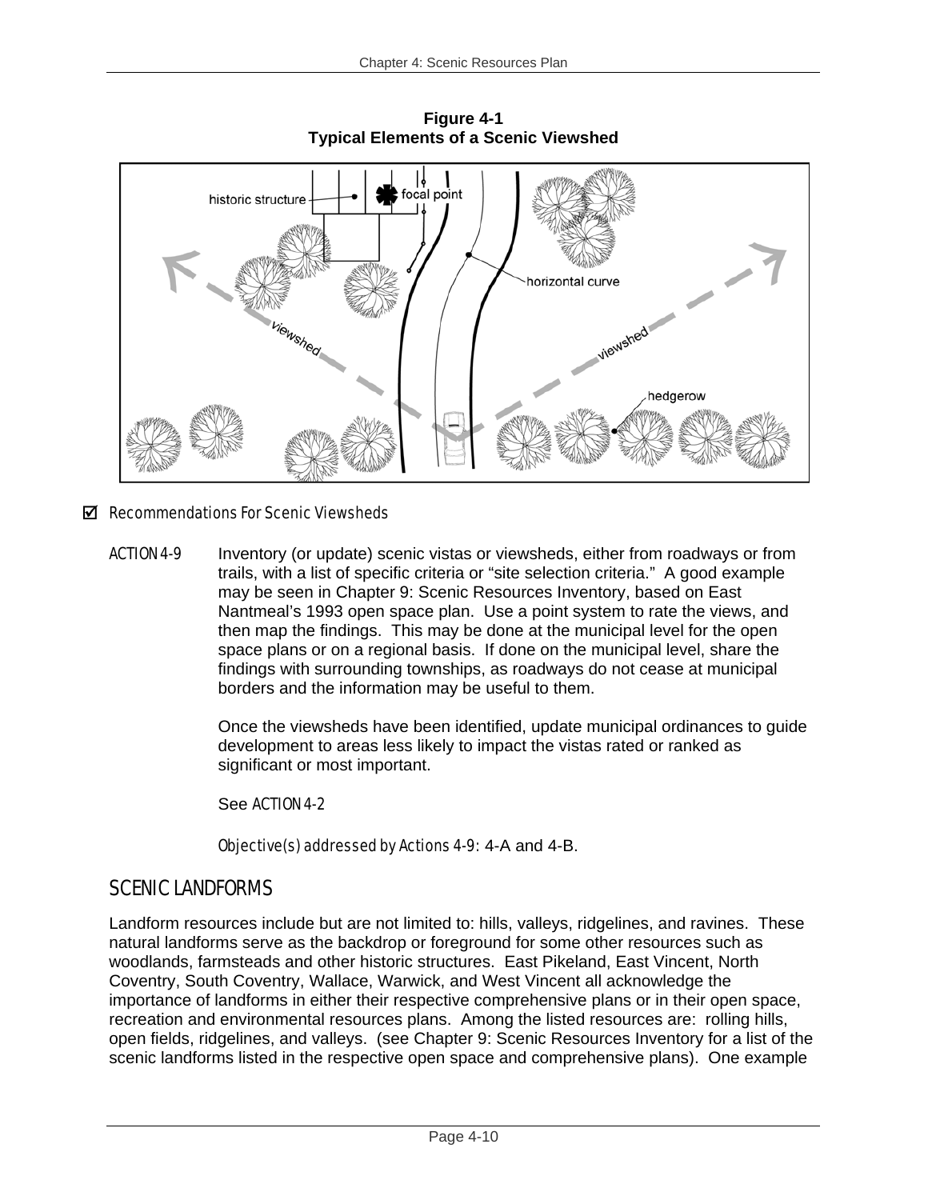**Figure 4-1**
**Typical Elements of a Scenic Viewshed**

☑ *Recommendations For Scenic Viewsheds*

ACTION 4-9 Inventory (or update) scenic vistas or viewsheds, either from roadways or from trails, with a list of specific criteria or "site selection criteria." A good example may be seen in Chapter 9: Scenic Resources Inventory, based on East Nantmeal's 1993 open space plan. Use a point system to rate the views, and then map the findings. This may be done at the municipal level for the open space plans or on a regional basis. If done on the municipal level, share the findings with surrounding townships, as roadways do not cease at municipal borders and the information may be useful to them.

Once the viewsheds have been identified, update municipal ordinances to guide development to areas less likely to impact the vistas rated or ranked as significant or most important.

See ACTION 4-2

*Objective(s) addressed by Actions 4-9*: 4-A and 4-B.

## SCENIC LANDFORMS

Landform resources include but are not limited to: hills, valleys, ridgelines, and ravines. These natural landforms serve as the backdrop or foreground for some other resources such as woodlands, farmsteads and other historic structures. East Pikeland, East Vincent, North Coventry, South Coventry, Wallace, Warwick, and West Vincent all acknowledge the importance of landforms in either their respective comprehensive plans or in their open space, recreation and environmental resources plans. Among the listed resources are: rolling hills, open fields, ridgelines, and valleys. (see Chapter 9: Scenic Resources Inventory for a list of the scenic landforms listed in the respective open space and comprehensive plans). One example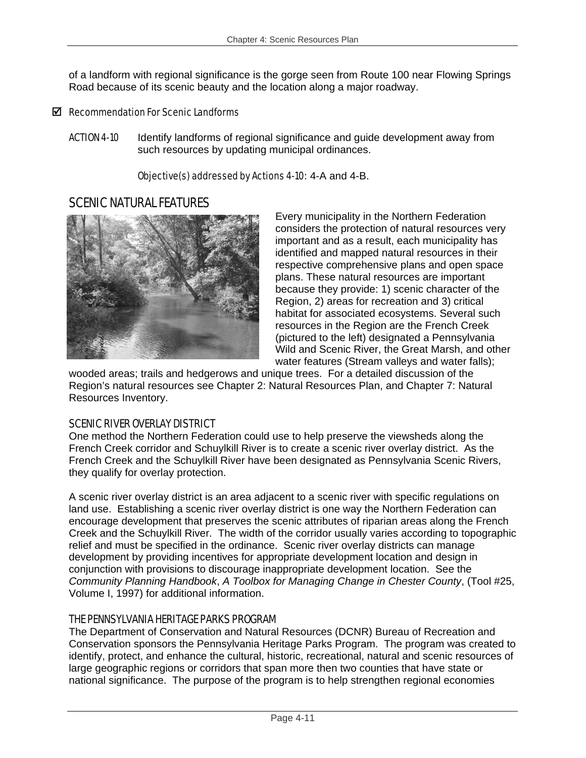of a landform with regional significance is the gorge seen from Route 100 near Flowing Springs Road because of its scenic beauty and the location along a major roadway.

☑ *Recommendation For Scenic Landforms*

ACTION 4-10 Identify landforms of regional significance and guide development away from such resources by updating municipal ordinances.

*Objective(s) addressed by Actions 4-10*: 4-A and 4-B.

## SCENIC NATURAL FEATURES

Every municipality in the Northern Federation considers the protection of natural resources very important and as a result, each municipality has identified and mapped natural resources in their respective comprehensive plans and open space plans. These natural resources are important because they provide: 1) scenic character of the Region, 2) areas for recreation and 3) critical habitat for associated ecosystems. Several such resources in the Region are the French Creek (pictured to the left) designated a Pennsylvania Wild and Scenic River, the Great Marsh, and other water features (Stream valleys and water falls); wooded areas; trails and hedgerows and unique trees. For a detailed discussion of the Region's natural resources see Chapter 2: Natural Resources Plan, and Chapter 7: Natural Resources Inventory.

### SCENIC RIVER OVERLAY DISTRICT

One method the Northern Federation could use to help preserve the viewsheds along the French Creek corridor and Schuylkill River is to create a scenic river overlay district. As the French Creek and the Schuylkill River have been designated as Pennsylvania Scenic Rivers, they qualify for overlay protection.

A scenic river overlay district is an area adjacent to a scenic river with specific regulations on land use. Establishing a scenic river overlay district is one way the Northern Federation can encourage development that preserves the scenic attributes of riparian areas along the French Creek and the Schuylkill River. The width of the corridor usually varies according to topographic relief and must be specified in the ordinance. Scenic river overlay districts can manage development by providing incentives for appropriate development location and design in conjunction with provisions to discourage inappropriate development location. See the *Community Planning Handbook*, *A Toolbox for Managing Change in Chester County*, (Tool #25, Volume I, 1997) for additional information.

### THE PENNSYLVANIA HERITAGE PARKS PROGRAM

The Department of Conservation and Natural Resources (DCNR) Bureau of Recreation and Conservation sponsors the Pennsylvania Heritage Parks Program. The program was created to identify, protect, and enhance the cultural, historic, recreational, natural and scenic resources of large geographic regions or corridors that span more then two counties that have state or national significance. The purpose of the program is to help strengthen regional economies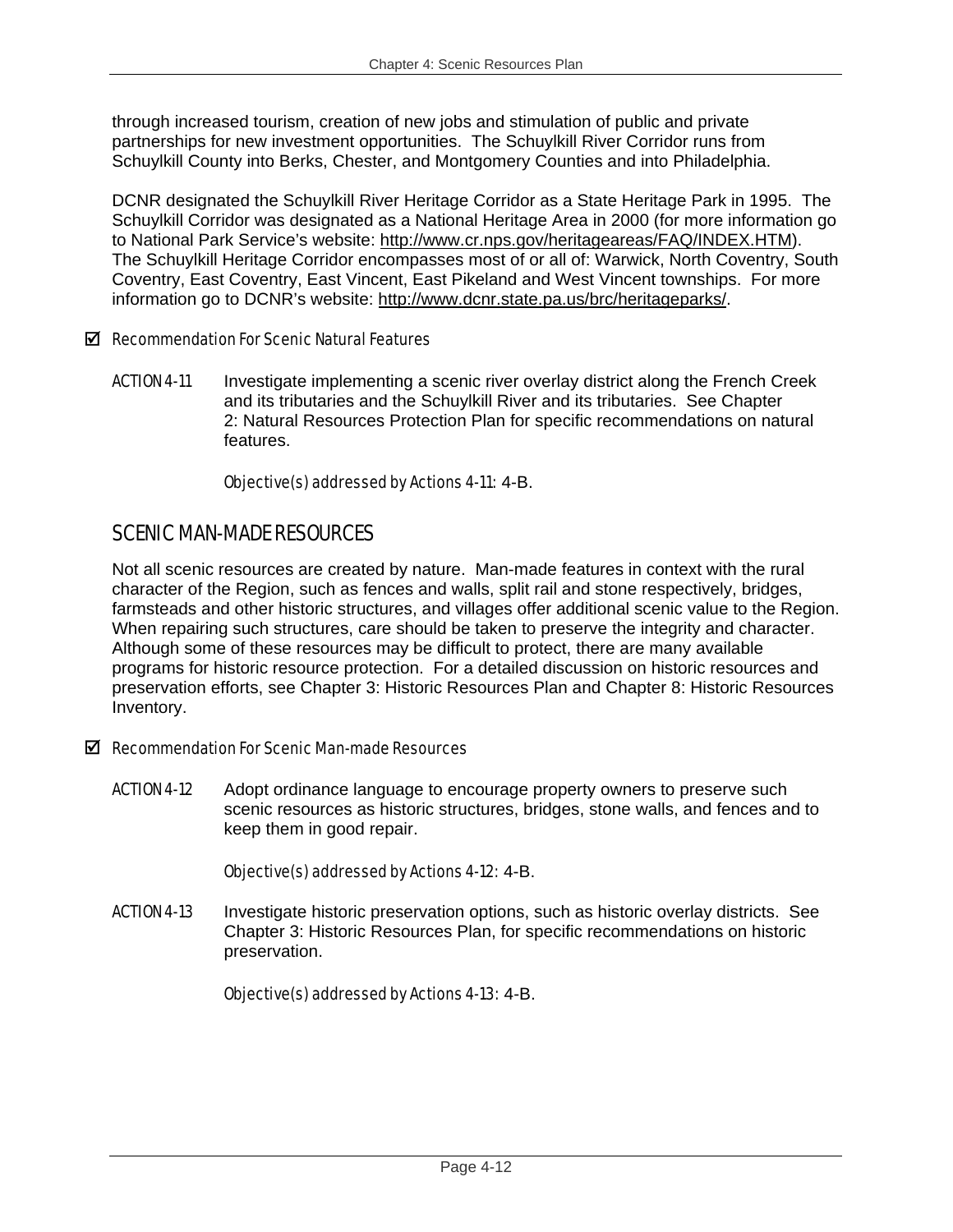through increased tourism, creation of new jobs and stimulation of public and private partnerships for new investment opportunities. The Schuylkill River Corridor runs from Schuylkill County into Berks, Chester, and Montgomery Counties and into Philadelphia.

DCNR designated the Schuylkill River Heritage Corridor as a State Heritage Park in 1995. The Schuylkill Corridor was designated as a National Heritage Area in 2000 (for more information go to National Park Service's website: http://www.cr.nps.gov/heritageareas/FAQ/INDEX.HTM). The Schuylkill Heritage Corridor encompasses most of or all of: Warwick, North Coventry, South Coventry, East Coventry, East Vincent, East Pikeland and West Vincent townships. For more information go to DCNR's website: http://www.dcnr.state.pa.us/brc/heritageparks/.

☑ *Recommendation For Scenic Natural Features*

ACTION 4-11 Investigate implementing a scenic river overlay district along the French Creek and its tributaries and the Schuylkill River and its tributaries. See Chapter 2: Natural Resources Protection Plan for specific recommendations on natural features.

*Objective(s) addressed by Actions 4-11*: 4-B.

## SCENIC MAN-MADE RESOURCES

Not all scenic resources are created by nature. Man-made features in context with the rural character of the Region, such as fences and walls, split rail and stone respectively, bridges, farmsteads and other historic structures, and villages offer additional scenic value to the Region. When repairing such structures, care should be taken to preserve the integrity and character. Although some of these resources may be difficult to protect, there are many available programs for historic resource protection. For a detailed discussion on historic resources and preservation efforts, see Chapter 3: Historic Resources Plan and Chapter 8: Historic Resources Inventory.

☑ *Recommendation For Scenic Man-made Resources*

ACTION 4-12 Adopt ordinance language to encourage property owners to preserve such scenic resources as historic structures, bridges, stone walls, and fences and to keep them in good repair.

*Objective(s) addressed by Actions 4-12*: 4-B.

ACTION 4-13 Investigate historic preservation options, such as historic overlay districts. See Chapter 3: Historic Resources Plan, for specific recommendations on historic preservation.

*Objective(s) addressed by Actions 4-13*: 4-B.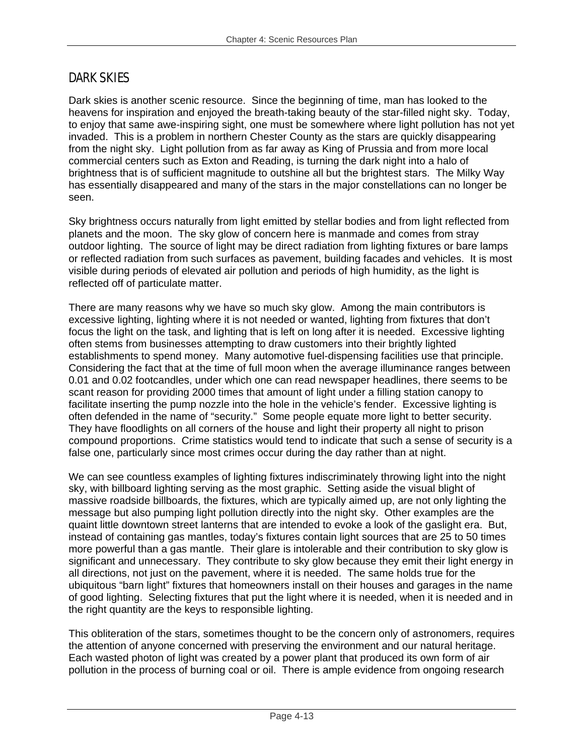## DARK SKIES

Dark skies is another scenic resource. Since the beginning of time, man has looked to the heavens for inspiration and enjoyed the breath-taking beauty of the star-filled night sky. Today, to enjoy that same awe-inspiring sight, one must be somewhere where light pollution has not yet invaded. This is a problem in northern Chester County as the stars are quickly disappearing from the night sky. Light pollution from as far away as King of Prussia and from more local commercial centers such as Exton and Reading, is turning the dark night into a halo of brightness that is of sufficient magnitude to outshine all but the brightest stars. The Milky Way has essentially disappeared and many of the stars in the major constellations can no longer be seen.

Sky brightness occurs naturally from light emitted by stellar bodies and from light reflected from planets and the moon. The sky glow of concern here is manmade and comes from stray outdoor lighting. The source of light may be direct radiation from lighting fixtures or bare lamps or reflected radiation from such surfaces as pavement, building facades and vehicles. It is most visible during periods of elevated air pollution and periods of high humidity, as the light is reflected off of particulate matter.

There are many reasons why we have so much sky glow. Among the main contributors is excessive lighting, lighting where it is not needed or wanted, lighting from fixtures that don't focus the light on the task, and lighting that is left on long after it is needed. Excessive lighting often stems from businesses attempting to draw customers into their brightly lighted establishments to spend money. Many automotive fuel-dispensing facilities use that principle. Considering the fact that at the time of full moon when the average illuminance ranges between 0.01 and 0.02 footcandles, under which one can read newspaper headlines, there seems to be scant reason for providing 2000 times that amount of light under a filling station canopy to facilitate inserting the pump nozzle into the hole in the vehicle's fender. Excessive lighting is often defended in the name of "security." Some people equate more light to better security. They have floodlights on all corners of the house and light their property all night to prison compound proportions. Crime statistics would tend to indicate that such a sense of security is a false one, particularly since most crimes occur during the day rather than at night.

We can see countless examples of lighting fixtures indiscriminately throwing light into the night sky, with billboard lighting serving as the most graphic. Setting aside the visual blight of massive roadside billboards, the fixtures, which are typically aimed up, are not only lighting the message but also pumping light pollution directly into the night sky. Other examples are the quaint little downtown street lanterns that are intended to evoke a look of the gaslight era. But, instead of containing gas mantles, today's fixtures contain light sources that are 25 to 50 times more powerful than a gas mantle. Their glare is intolerable and their contribution to sky glow is significant and unnecessary. They contribute to sky glow because they emit their light energy in all directions, not just on the pavement, where it is needed. The same holds true for the ubiquitous "barn light" fixtures that homeowners install on their houses and garages in the name of good lighting. Selecting fixtures that put the light where it is needed, when it is needed and in the right quantity are the keys to responsible lighting.

This obliteration of the stars, sometimes thought to be the concern only of astronomers, requires the attention of anyone concerned with preserving the environment and our natural heritage. Each wasted photon of light was created by a power plant that produced its own form of air pollution in the process of burning coal or oil. There is ample evidence from ongoing research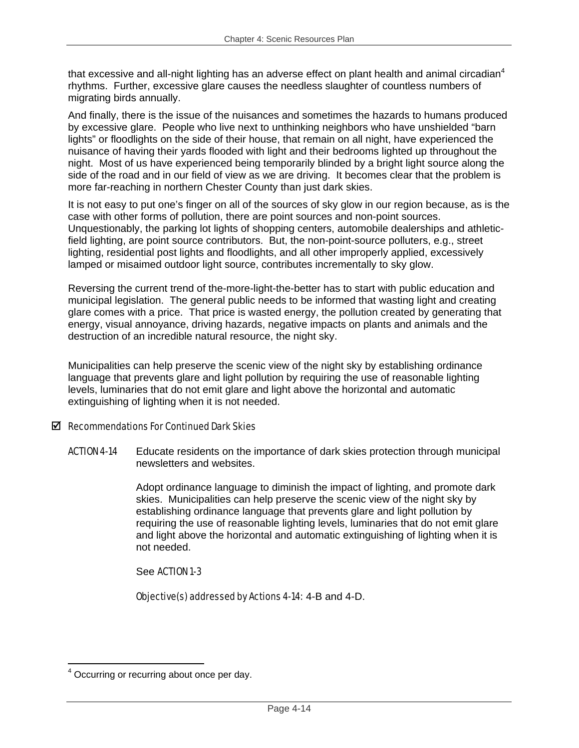that excessive and all-night lighting has an adverse effect on plant health and animal circadian[4] rhythms. Further, excessive glare causes the needless slaughter of countless numbers of migrating birds annually.

And finally, there is the issue of the nuisances and sometimes the hazards to humans produced by excessive glare. People who live next to unthinking neighbors who have unshielded "barn lights" or floodlights on the side of their house, that remain on all night, have experienced the nuisance of having their yards flooded with light and their bedrooms lighted up throughout the night. Most of us have experienced being temporarily blinded by a bright light source along the side of the road and in our field of view as we are driving. It becomes clear that the problem is more far-reaching in northern Chester County than just dark skies.

It is not easy to put one's finger on all of the sources of sky glow in our region because, as is the case with other forms of pollution, there are point sources and non-point sources. Unquestionably, the parking lot lights of shopping centers, automobile dealerships and athletic-field lighting, are point source contributors. But, the non-point-source polluters, e.g., street lighting, residential post lights and floodlights, and all other improperly applied, excessively lamped or misaimed outdoor light source, contributes incrementally to sky glow.

Reversing the current trend of the-more-light-the-better has to start with public education and municipal legislation. The general public needs to be informed that wasting light and creating glare comes with a price. That price is wasted energy, the pollution created by generating that energy, visual annoyance, driving hazards, negative impacts on plants and animals and the destruction of an incredible natural resource, the night sky.

Municipalities can help preserve the scenic view of the night sky by establishing ordinance language that prevents glare and light pollution by requiring the use of reasonable lighting levels, luminaries that do not emit glare and light above the horizontal and automatic extinguishing of lighting when it is not needed.

☑ *Recommendations For Continued Dark Skies*

*ACTION 4-14* Educate residents on the importance of dark skies protection through municipal newsletters and websites.

Adopt ordinance language to diminish the impact of lighting, and promote dark skies. Municipalities can help preserve the scenic view of the night sky by establishing ordinance language that prevents glare and light pollution by requiring the use of reasonable lighting levels, luminaries that do not emit glare and light above the horizontal and automatic extinguishing of lighting when it is not needed.

See *ACTION 1-3*

*Objective(s) addressed by Actions 4-14*: 4-B and 4-D.

---

[4] Occurring or recurring about once per day.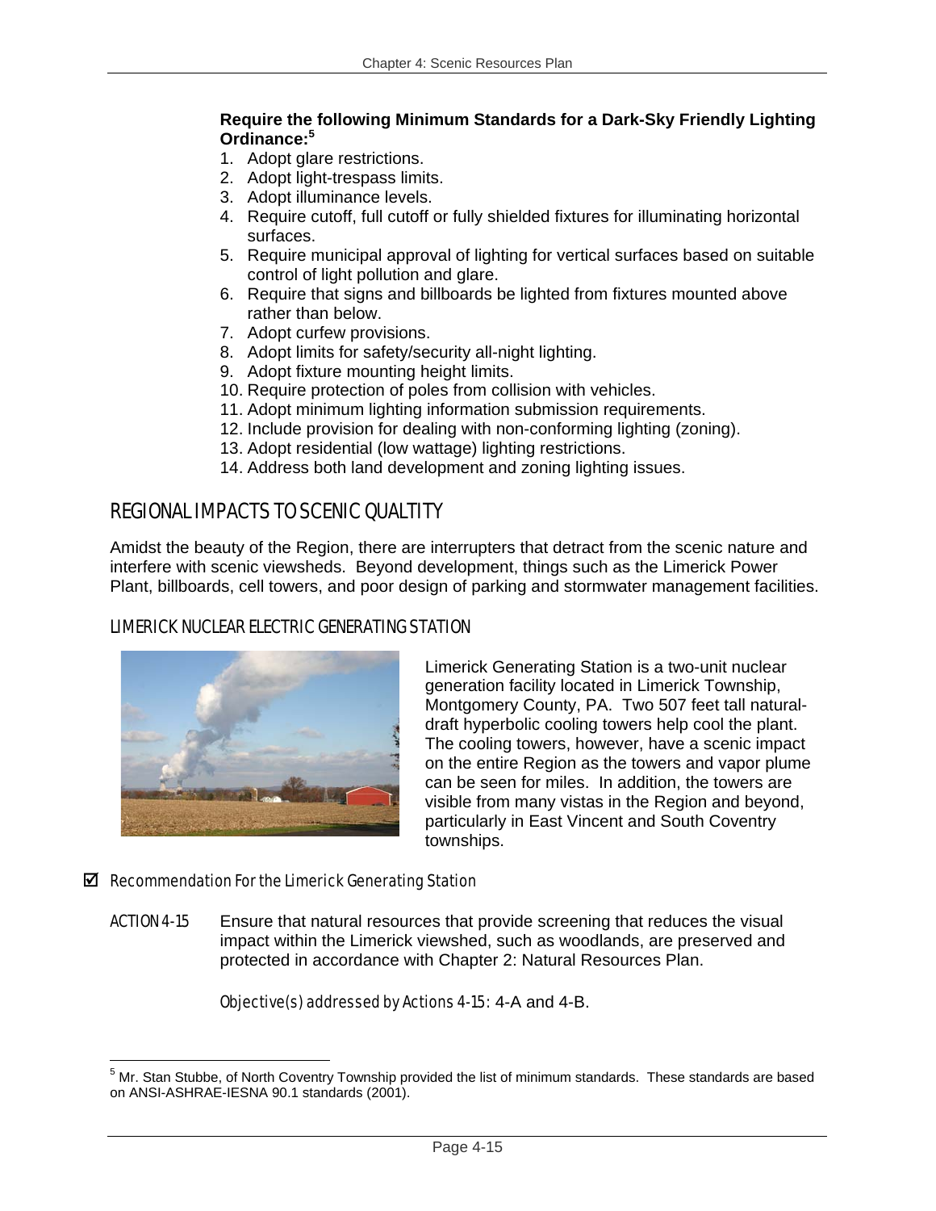**Require the following Minimum Standards for a Dark-Sky Friendly Lighting Ordinance:**[5]

1. Adopt glare restrictions.
2. Adopt light-trespass limits.
3. Adopt illuminance levels.
4. Require cutoff, full cutoff or fully shielded fixtures for illuminating horizontal surfaces.
5. Require municipal approval of lighting for vertical surfaces based on suitable control of light pollution and glare.
6. Require that signs and billboards be lighted from fixtures mounted above rather than below.
7. Adopt curfew provisions.
8. Adopt limits for safety/security all-night lighting.
9. Adopt fixture mounting height limits.
10. Require protection of poles from collision with vehicles.
11. Adopt minimum lighting information submission requirements.
12. Include provision for dealing with non-conforming lighting (zoning).
13. Adopt residential (low wattage) lighting restrictions.
14. Address both land development and zoning lighting issues.

## REGIONAL IMPACTS TO SCENIC QUALTITY

Amidst the beauty of the Region, there are interrupters that detract from the scenic nature and interfere with scenic viewsheds. Beyond development, things such as the Limerick Power Plant, billboards, cell towers, and poor design of parking and stormwater management facilities.

### LIMERICK NUCLEAR ELECTRIC GENERATING STATION

Limerick Generating Station is a two-unit nuclear generation facility located in Limerick Township, Montgomery County, PA. Two 507 feet tall natural-draft hyperbolic cooling towers help cool the plant. The cooling towers, however, have a scenic impact on the entire Region as the towers and vapor plume can be seen for miles. In addition, the towers are visible from many vistas in the Region and beyond, particularly in East Vincent and South Coventry townships.

☑ *Recommendation For the Limerick Generating Station*

ACTION 4-15 Ensure that natural resources that provide screening that reduces the visual impact within the Limerick viewshed, such as woodlands, are preserved and protected in accordance with Chapter 2: Natural Resources Plan.

*Objective(s) addressed by Actions 4-15:* 4-A and 4-B.

---

[5] Mr. Stan Stubbe, of North Coventry Township provided the list of minimum standards. These standards are based on ANSI-ASHRAE-IESNA 90.1 standards (2001).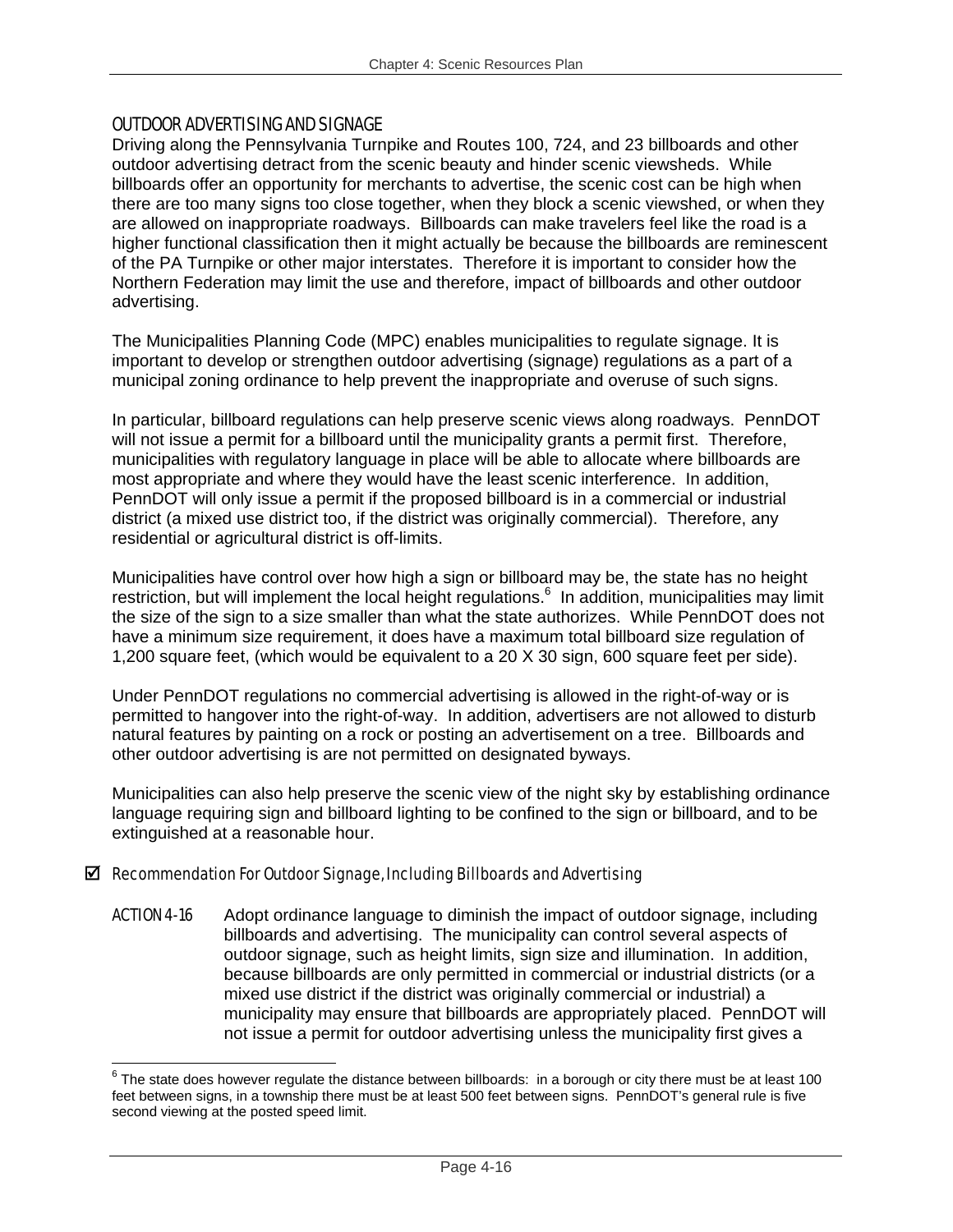## OUTDOOR ADVERTISING AND SIGNAGE

Driving along the Pennsylvania Turnpike and Routes 100, 724, and 23 billboards and other outdoor advertising detract from the scenic beauty and hinder scenic viewsheds. While billboards offer an opportunity for merchants to advertise, the scenic cost can be high when there are too many signs too close together, when they block a scenic viewshed, or when they are allowed on inappropriate roadways. Billboards can make travelers feel like the road is a higher functional classification then it might actually be because the billboards are reminescent of the PA Turnpike or other major interstates. Therefore it is important to consider how the Northern Federation may limit the use and therefore, impact of billboards and other outdoor advertising.

The Municipalities Planning Code (MPC) enables municipalities to regulate signage. It is important to develop or strengthen outdoor advertising (signage) regulations as a part of a municipal zoning ordinance to help prevent the inappropriate and overuse of such signs.

In particular, billboard regulations can help preserve scenic views along roadways. PennDOT will not issue a permit for a billboard until the municipality grants a permit first. Therefore, municipalities with regulatory language in place will be able to allocate where billboards are most appropriate and where they would have the least scenic interference. In addition, PennDOT will only issue a permit if the proposed billboard is in a commercial or industrial district (a mixed use district too, if the district was originally commercial). Therefore, any residential or agricultural district is off-limits.

Municipalities have control over how high a sign or billboard may be, the state has no height restriction, but will implement the local height regulations.[6] In addition, municipalities may limit the size of the sign to a size smaller than what the state authorizes. While PennDOT does not have a minimum size requirement, it does have a maximum total billboard size regulation of 1,200 square feet, (which would be equivalent to a 20 X 30 sign, 600 square feet per side).

Under PennDOT regulations no commercial advertising is allowed in the right-of-way or is permitted to hangover into the right-of-way. In addition, advertisers are not allowed to disturb natural features by painting on a rock or posting an advertisement on a tree. Billboards and other outdoor advertising is are not permitted on designated byways.

Municipalities can also help preserve the scenic view of the night sky by establishing ordinance language requiring sign and billboard lighting to be confined to the sign or billboard, and to be extinguished at a reasonable hour.

☑ *Recommendation For Outdoor Signage, Including Billboards and Advertising*

ACTION 4-16 Adopt ordinance language to diminish the impact of outdoor signage, including billboards and advertising. The municipality can control several aspects of outdoor signage, such as height limits, sign size and illumination. In addition, because billboards are only permitted in commercial or industrial districts (or a mixed use district if the district was originally commercial or industrial) a municipality may ensure that billboards are appropriately placed. PennDOT will not issue a permit for outdoor advertising unless the municipality first gives a

---

[6] The state does however regulate the distance between billboards: in a borough or city there must be at least 100 feet between signs, in a township there must be at least 500 feet between signs. PennDOT's general rule is five second viewing at the posted speed limit.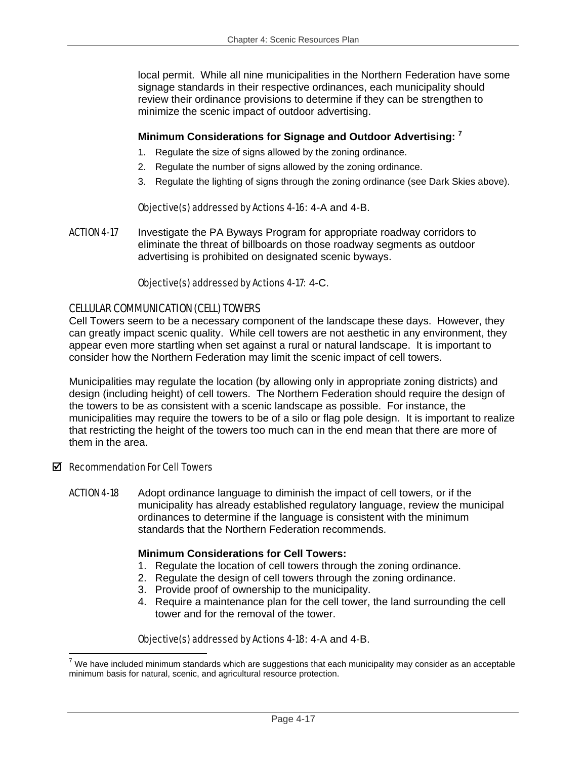local permit. While all nine municipalities in the Northern Federation have some signage standards in their respective ordinances, each municipality should review their ordinance provisions to determine if they can be strengthen to minimize the scenic impact of outdoor advertising.

**Minimum Considerations for Signage and Outdoor Advertising: [7]**

1. Regulate the size of signs allowed by the zoning ordinance.
2. Regulate the number of signs allowed by the zoning ordinance.
3. Regulate the lighting of signs through the zoning ordinance (see Dark Skies above).

*Objective(s) addressed by Actions 4-16:* 4-A and 4-B.

ACTION 4-17 Investigate the PA Byways Program for appropriate roadway corridors to eliminate the threat of billboards on those roadway segments as outdoor advertising is prohibited on designated scenic byways.

*Objective(s) addressed by Actions 4-17:* 4-C.

### CELLULAR COMMUNICATION (CELL) TOWERS

Cell Towers seem to be a necessary component of the landscape these days. However, they can greatly impact scenic quality. While cell towers are not aesthetic in any environment, they appear even more startling when set against a rural or natural landscape. It is important to consider how the Northern Federation may limit the scenic impact of cell towers.

Municipalities may regulate the location (by allowing only in appropriate zoning districts) and design (including height) of cell towers. The Northern Federation should require the design of the towers to be as consistent with a scenic landscape as possible. For instance, the municipalities may require the towers to be of a silo or flag pole design. It is important to realize that restricting the height of the towers too much can in the end mean that there are more of them in the area.

☑ *Recommendation For Cell Towers*

ACTION 4-18 Adopt ordinance language to diminish the impact of cell towers, or if the municipality has already established regulatory language, review the municipal ordinances to determine if the language is consistent with the minimum standards that the Northern Federation recommends.

**Minimum Considerations for Cell Towers:**

1. Regulate the location of cell towers through the zoning ordinance.
2. Regulate the design of cell towers through the zoning ordinance.
3. Provide proof of ownership to the municipality.
4. Require a maintenance plan for the cell tower, the land surrounding the cell tower and for the removal of the tower.

*Objective(s) addressed by Actions 4-18:* 4-A and 4-B.

---

[7] We have included minimum standards which are suggestions that each municipality may consider as an acceptable minimum basis for natural, scenic, and agricultural resource protection.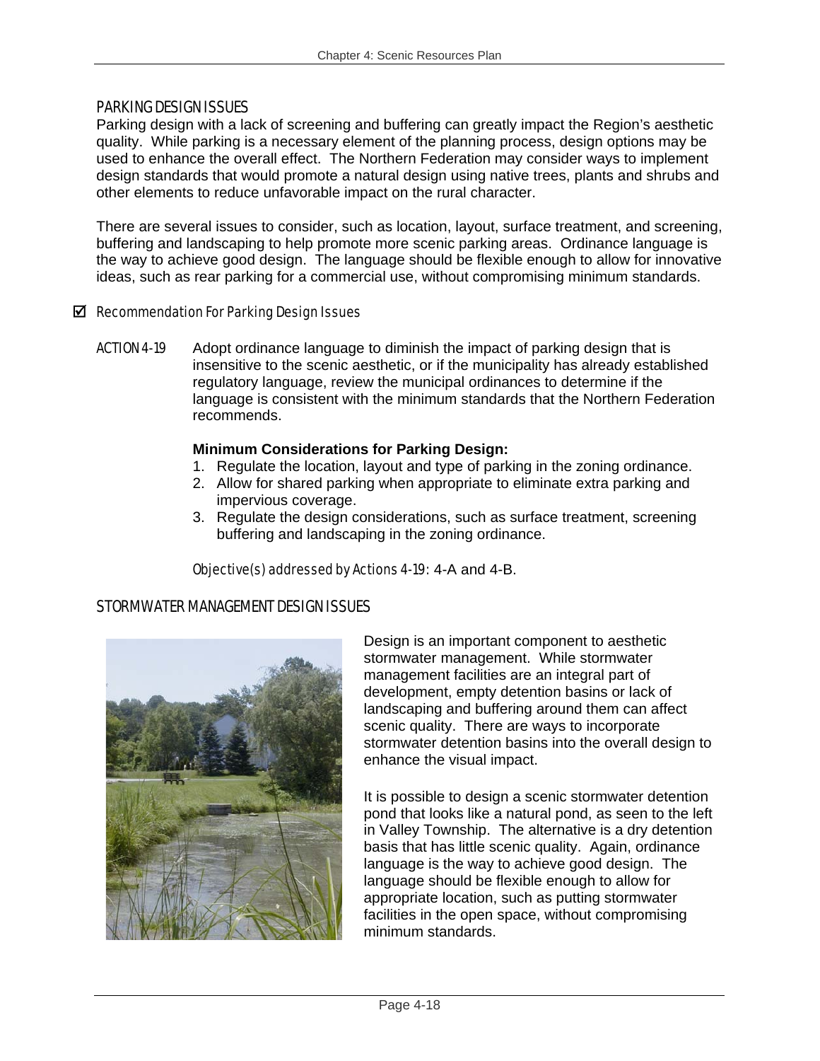## PARKING DESIGN ISSUES

Parking design with a lack of screening and buffering can greatly impact the Region's aesthetic quality. While parking is a necessary element of the planning process, design options may be used to enhance the overall effect. The Northern Federation may consider ways to implement design standards that would promote a natural design using native trees, plants and shrubs and other elements to reduce unfavorable impact on the rural character.

There are several issues to consider, such as location, layout, surface treatment, and screening, buffering and landscaping to help promote more scenic parking areas. Ordinance language is the way to achieve good design. The language should be flexible enough to allow for innovative ideas, such as rear parking for a commercial use, without compromising minimum standards.

☑ *Recommendation For Parking Design Issues*

ACTION 4-19 Adopt ordinance language to diminish the impact of parking design that is insensitive to the scenic aesthetic, or if the municipality has already established regulatory language, review the municipal ordinances to determine if the language is consistent with the minimum standards that the Northern Federation recommends.

**Minimum Considerations for Parking Design:**

1. Regulate the location, layout and type of parking in the zoning ordinance.
2. Allow for shared parking when appropriate to eliminate extra parking and impervious coverage.
3. Regulate the design considerations, such as surface treatment, screening buffering and landscaping in the zoning ordinance.

*Objective(s) addressed by Actions 4-19*: 4-A and 4-B.

## STORMWATER MANAGEMENT DESIGN ISSUES

Design is an important component to aesthetic stormwater management. While stormwater management facilities are an integral part of development, empty detention basins or lack of landscaping and buffering around them can affect scenic quality. There are ways to incorporate stormwater detention basins into the overall design to enhance the visual impact.

It is possible to design a scenic stormwater detention pond that looks like a natural pond, as seen to the left in Valley Township. The alternative is a dry detention basis that has little scenic quality. Again, ordinance language is the way to achieve good design. The language should be flexible enough to allow for appropriate location, such as putting stormwater facilities in the open space, without compromising minimum standards.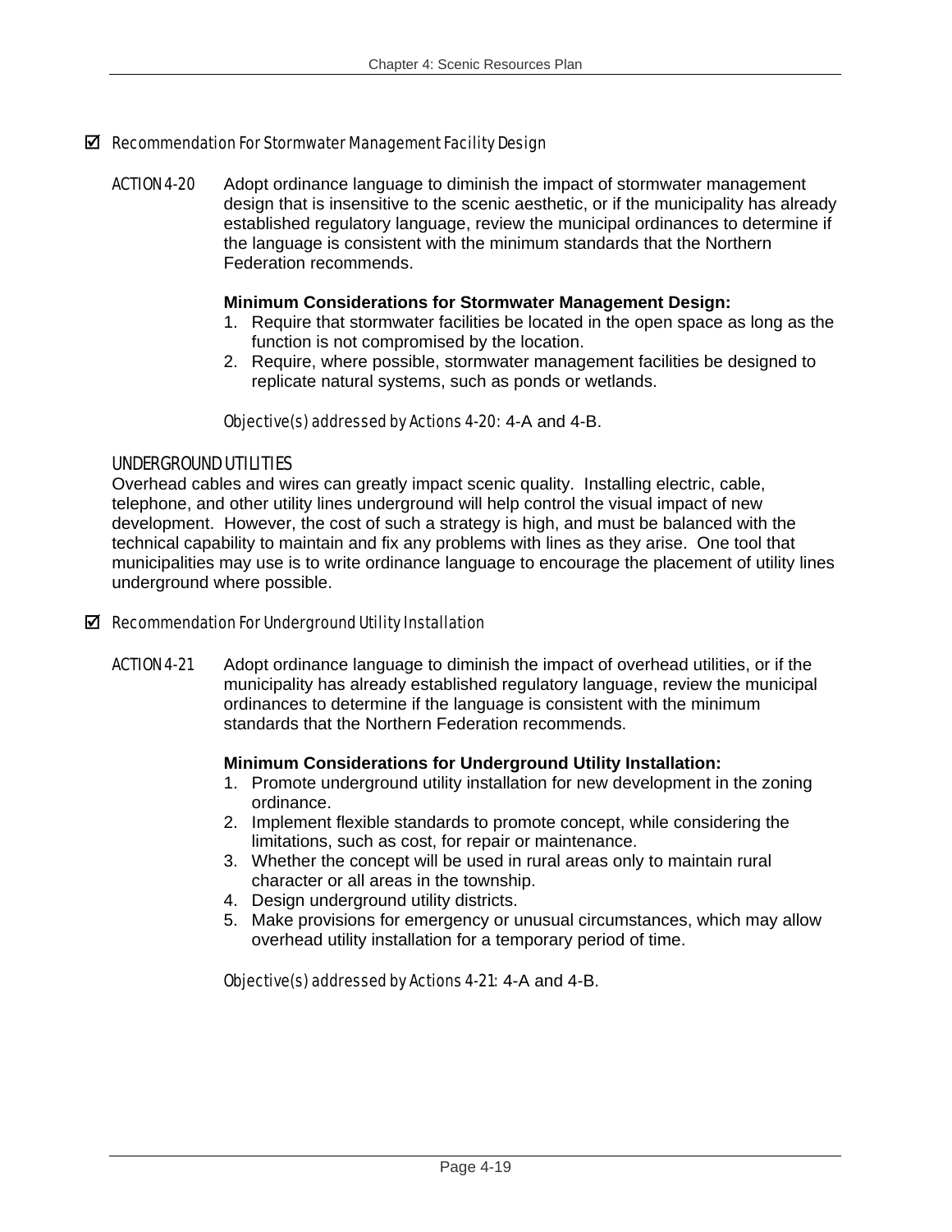### ☑ Recommendation For Stormwater Management Facility Design

*ACTION 4-20* Adopt ordinance language to diminish the impact of stormwater management design that is insensitive to the scenic aesthetic, or if the municipality has already established regulatory language, review the municipal ordinances to determine if the language is consistent with the minimum standards that the Northern Federation recommends.

**Minimum Considerations for Stormwater Management Design:**

1. Require that stormwater facilities be located in the open space as long as the function is not compromised by the location.
2. Require, where possible, stormwater management facilities be designed to replicate natural systems, such as ponds or wetlands.

*Objective(s) addressed by Actions 4-20:* 4-A and 4-B.

## UNDERGROUND UTILITIES

Overhead cables and wires can greatly impact scenic quality. Installing electric, cable, telephone, and other utility lines underground will help control the visual impact of new development. However, the cost of such a strategy is high, and must be balanced with the technical capability to maintain and fix any problems with lines as they arise. One tool that municipalities may use is to write ordinance language to encourage the placement of utility lines underground where possible.

### ☑ Recommendation For Underground Utility Installation

*ACTION 4-21* Adopt ordinance language to diminish the impact of overhead utilities, or if the municipality has already established regulatory language, review the municipal ordinances to determine if the language is consistent with the minimum standards that the Northern Federation recommends.

**Minimum Considerations for Underground Utility Installation:**

1. Promote underground utility installation for new development in the zoning ordinance.
2. Implement flexible standards to promote concept, while considering the limitations, such as cost, for repair or maintenance.
3. Whether the concept will be used in rural areas only to maintain rural character or all areas in the township.
4. Design underground utility districts.
5. Make provisions for emergency or unusual circumstances, which may allow overhead utility installation for a temporary period of time.

*Objective(s) addressed by Actions 4-21:* 4-A and 4-B.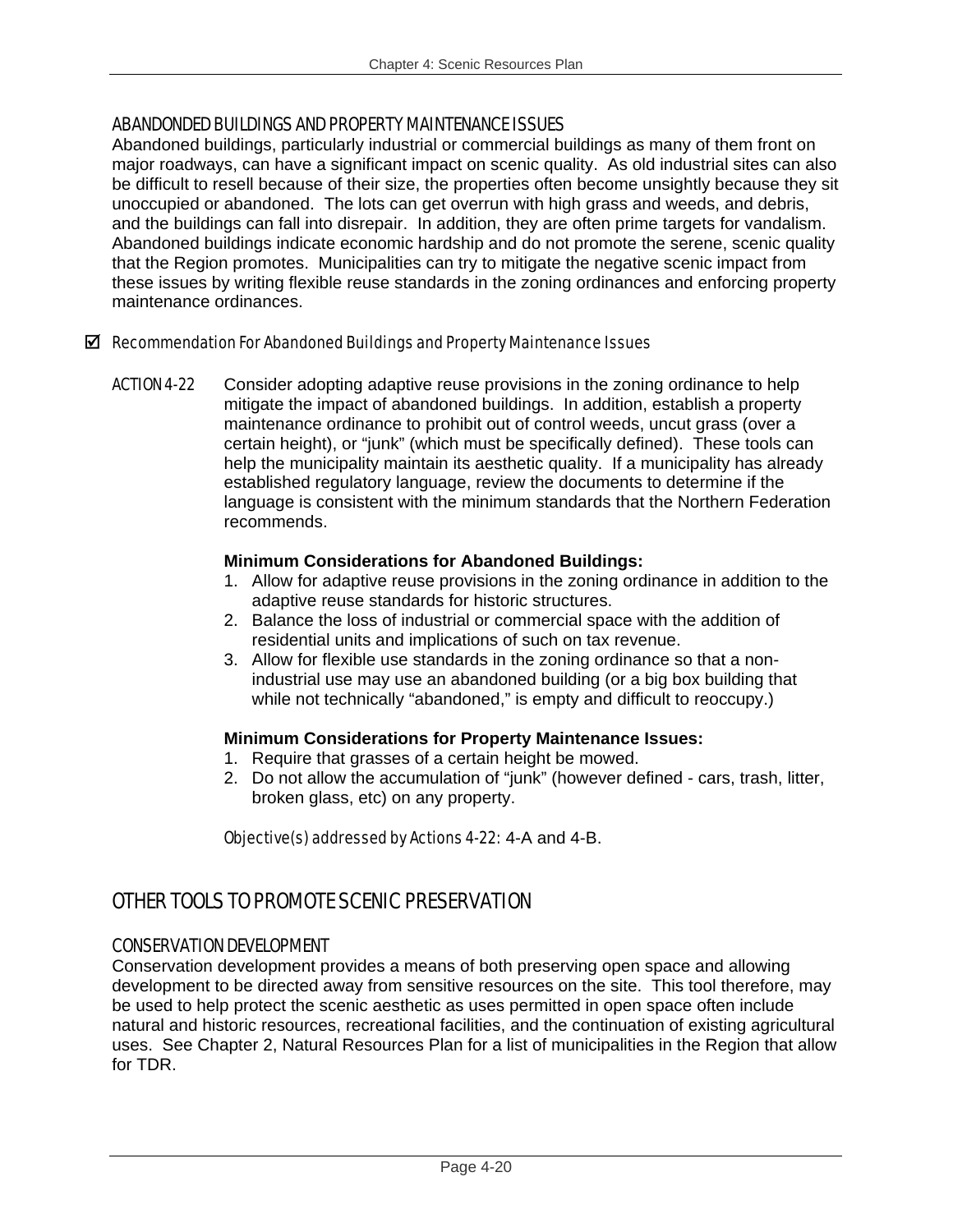### ABANDONED BUILDINGS AND PROPERTY MAINTENANCE ISSUES

Abandoned buildings, particularly industrial or commercial buildings as many of them front on major roadways, can have a significant impact on scenic quality. As old industrial sites can also be difficult to resell because of their size, the properties often become unsightly because they sit unoccupied or abandoned. The lots can get overrun with high grass and weeds, and debris, and the buildings can fall into disrepair. In addition, they are often prime targets for vandalism. Abandoned buildings indicate economic hardship and do not promote the serene, scenic quality that the Region promotes. Municipalities can try to mitigate the negative scenic impact from these issues by writing flexible reuse standards in the zoning ordinances and enforcing property maintenance ordinances.

☑ *Recommendation For Abandoned Buildings and Property Maintenance Issues*

ACTION 4-22 Consider adopting adaptive reuse provisions in the zoning ordinance to help mitigate the impact of abandoned buildings. In addition, establish a property maintenance ordinance to prohibit out of control weeds, uncut grass (over a certain height), or "junk" (which must be specifically defined). These tools can help the municipality maintain its aesthetic quality. If a municipality has already established regulatory language, review the documents to determine if the language is consistent with the minimum standards that the Northern Federation recommends.

**Minimum Considerations for Abandoned Buildings:**

1. Allow for adaptive reuse provisions in the zoning ordinance in addition to the adaptive reuse standards for historic structures.
2. Balance the loss of industrial or commercial space with the addition of residential units and implications of such on tax revenue.
3. Allow for flexible use standards in the zoning ordinance so that a non-industrial use may use an abandoned building (or a big box building that while not technically "abandoned," is empty and difficult to reoccupy.)

**Minimum Considerations for Property Maintenance Issues:**

1. Require that grasses of a certain height be mowed.
2. Do not allow the accumulation of "junk" (however defined - cars, trash, litter, broken glass, etc) on any property.

*Objective(s) addressed by Actions 4-22:* 4-A and 4-B.

## OTHER TOOLS TO PROMOTE SCENIC PRESERVATION

### CONSERVATION DEVELOPMENT

Conservation development provides a means of both preserving open space and allowing development to be directed away from sensitive resources on the site. This tool therefore, may be used to help protect the scenic aesthetic as uses permitted in open space often include natural and historic resources, recreational facilities, and the continuation of existing agricultural uses. See Chapter 2, Natural Resources Plan for a list of municipalities in the Region that allow for TDR.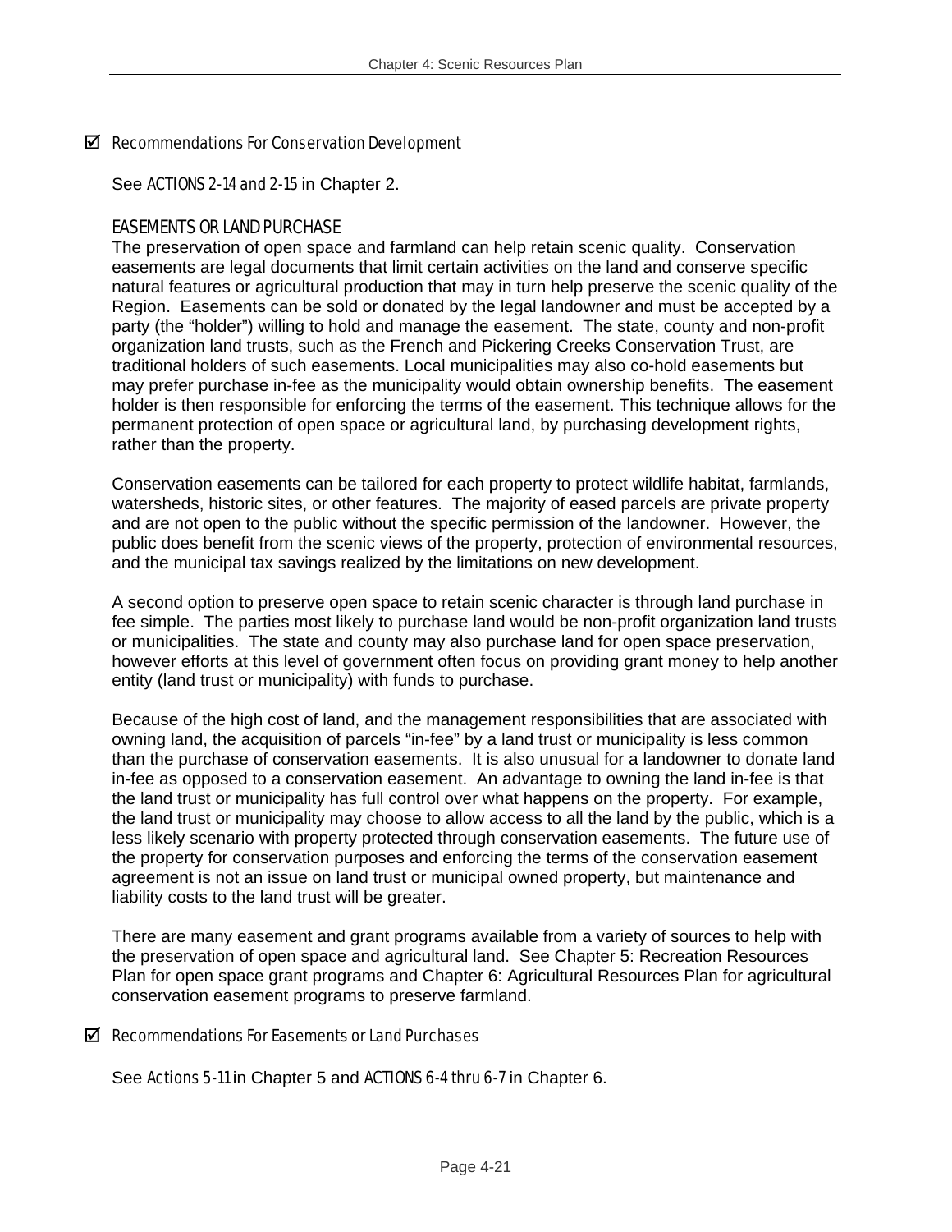☑ *Recommendations For Conservation Development*

See *ACTIONS 2-14 and 2-15* in Chapter 2.

### EASEMENTS OR LAND PURCHASE

The preservation of open space and farmland can help retain scenic quality. Conservation easements are legal documents that limit certain activities on the land and conserve specific natural features or agricultural production that may in turn help preserve the scenic quality of the Region. Easements can be sold or donated by the legal landowner and must be accepted by a party (the "holder") willing to hold and manage the easement. The state, county and non-profit organization land trusts, such as the French and Pickering Creeks Conservation Trust, are traditional holders of such easements. Local municipalities may also co-hold easements but may prefer purchase in-fee as the municipality would obtain ownership benefits. The easement holder is then responsible for enforcing the terms of the easement. This technique allows for the permanent protection of open space or agricultural land, by purchasing development rights, rather than the property.

Conservation easements can be tailored for each property to protect wildlife habitat, farmlands, watersheds, historic sites, or other features. The majority of eased parcels are private property and are not open to the public without the specific permission of the landowner. However, the public does benefit from the scenic views of the property, protection of environmental resources, and the municipal tax savings realized by the limitations on new development.

A second option to preserve open space to retain scenic character is through land purchase in fee simple. The parties most likely to purchase land would be non-profit organization land trusts or municipalities. The state and county may also purchase land for open space preservation, however efforts at this level of government often focus on providing grant money to help another entity (land trust or municipality) with funds to purchase.

Because of the high cost of land, and the management responsibilities that are associated with owning land, the acquisition of parcels "in-fee" by a land trust or municipality is less common than the purchase of conservation easements. It is also unusual for a landowner to donate land in-fee as opposed to a conservation easement. An advantage to owning the land in-fee is that the land trust or municipality has full control over what happens on the property. For example, the land trust or municipality may choose to allow access to all the land by the public, which is a less likely scenario with property protected through conservation easements. The future use of the property for conservation purposes and enforcing the terms of the conservation easement agreement is not an issue on land trust or municipal owned property, but maintenance and liability costs to the land trust will be greater.

There are many easement and grant programs available from a variety of sources to help with the preservation of open space and agricultural land. See Chapter 5: Recreation Resources Plan for open space grant programs and Chapter 6: Agricultural Resources Plan for agricultural conservation easement programs to preserve farmland.

☑ *Recommendations For Easements or Land Purchases*

See *Actions 5-11* in Chapter 5 and *ACTIONS 6-4 thru 6-7* in Chapter 6.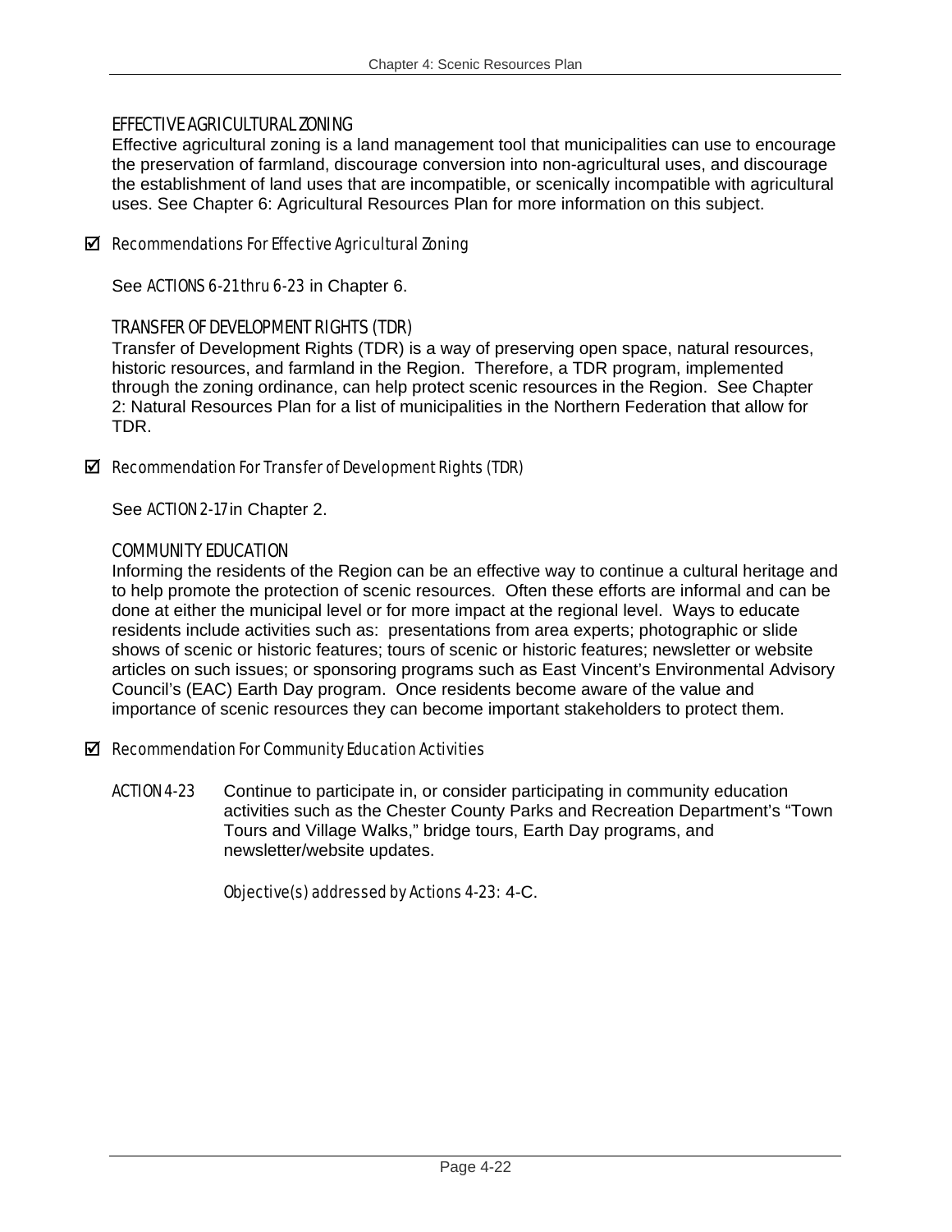### EFFECTIVE AGRICULTURAL ZONING

Effective agricultural zoning is a land management tool that municipalities can use to encourage the preservation of farmland, discourage conversion into non-agricultural uses, and discourage the establishment of land uses that are incompatible, or scenically incompatible with agricultural uses. See Chapter 6: Agricultural Resources Plan for more information on this subject.

☑ *Recommendations For Effective Agricultural Zoning*

See ACTIONS 6-21 thru 6-23 in Chapter 6.

### TRANSFER OF DEVELOPMENT RIGHTS (TDR)

Transfer of Development Rights (TDR) is a way of preserving open space, natural resources, historic resources, and farmland in the Region. Therefore, a TDR program, implemented through the zoning ordinance, can help protect scenic resources in the Region. See Chapter 2: Natural Resources Plan for a list of municipalities in the Northern Federation that allow for TDR.

☑ *Recommendation For Transfer of Development Rights (TDR)*

See ACTION 2-17 in Chapter 2.

### COMMUNITY EDUCATION

Informing the residents of the Region can be an effective way to continue a cultural heritage and to help promote the protection of scenic resources. Often these efforts are informal and can be done at either the municipal level or for more impact at the regional level. Ways to educate residents include activities such as: presentations from area experts; photographic or slide shows of scenic or historic features; tours of scenic or historic features; newsletter or website articles on such issues; or sponsoring programs such as East Vincent's Environmental Advisory Council's (EAC) Earth Day program. Once residents become aware of the value and importance of scenic resources they can become important stakeholders to protect them.

☑ *Recommendation For Community Education Activities*

ACTION 4-23 Continue to participate in, or consider participating in community education activities such as the Chester County Parks and Recreation Department's "Town Tours and Village Walks," bridge tours, Earth Day programs, and newsletter/website updates.

*Objective(s) addressed by Actions 4-23:* 4-C.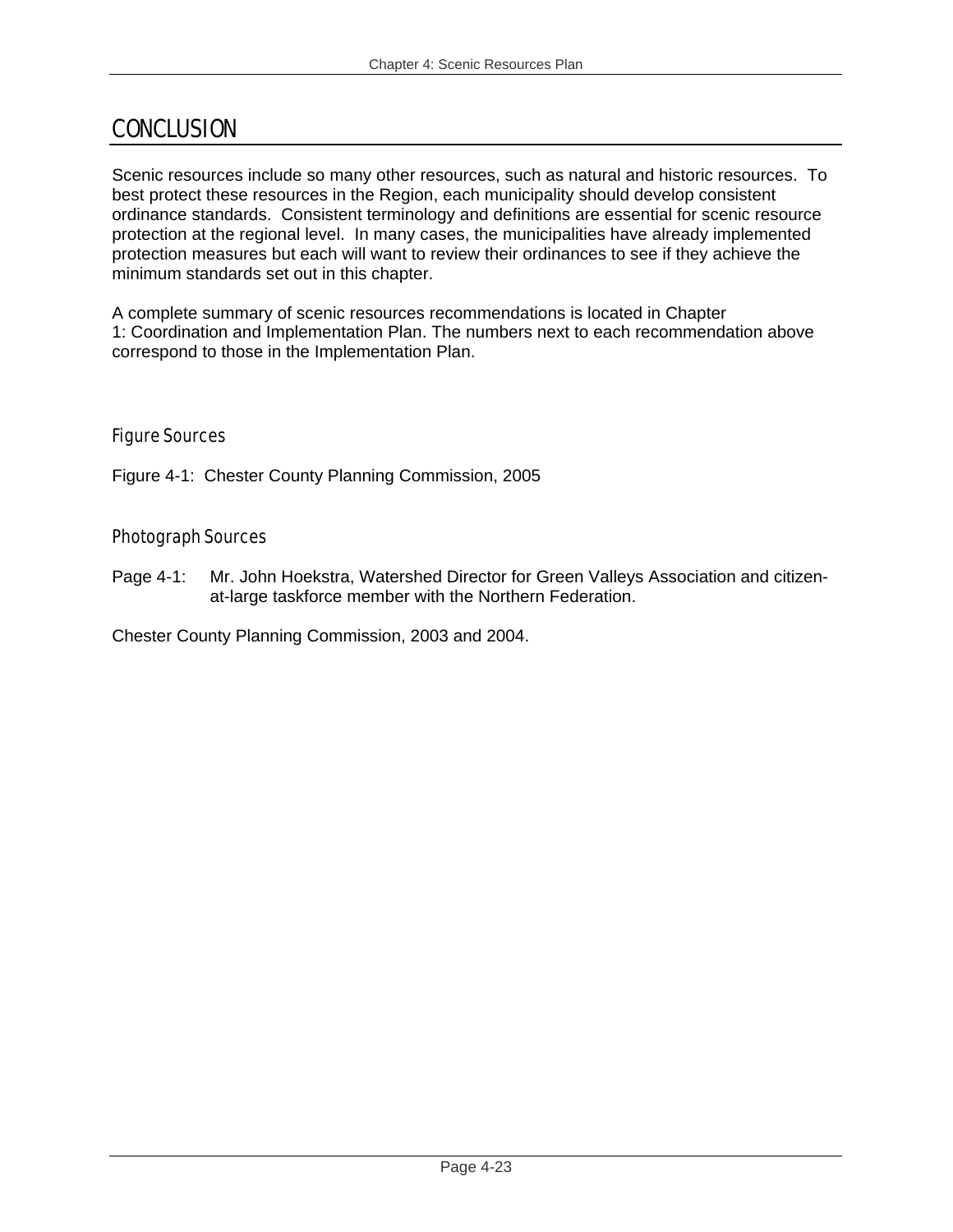# CONCLUSION

Scenic resources include so many other resources, such as natural and historic resources. To best protect these resources in the Region, each municipality should develop consistent ordinance standards. Consistent terminology and definitions are essential for scenic resource protection at the regional level. In many cases, the municipalities have already implemented protection measures but each will want to review their ordinances to see if they achieve the minimum standards set out in this chapter.

A complete summary of scenic resources recommendations is located in Chapter 1: Coordination and Implementation Plan. The numbers next to each recommendation above correspond to those in the Implementation Plan.

## Figure Sources

Figure 4-1: Chester County Planning Commission, 2005

## Photograph Sources

Page 4-1: Mr. John Hoekstra, Watershed Director for Green Valleys Association and citizen-at-large taskforce member with the Northern Federation.

Chester County Planning Commission, 2003 and 2004.